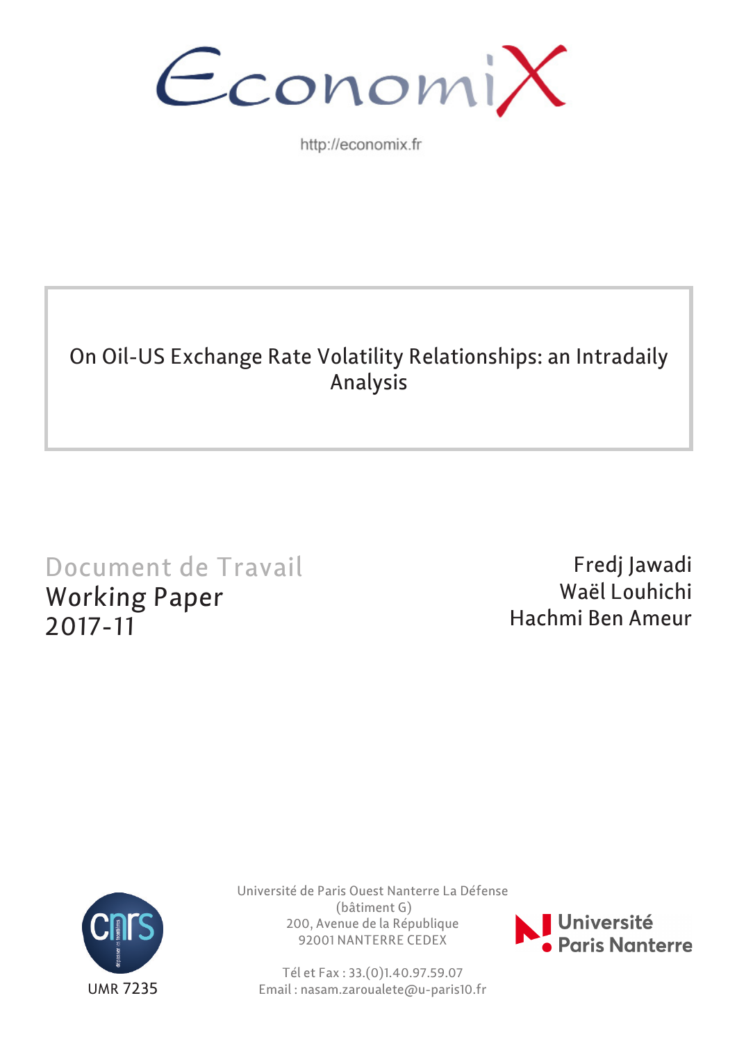EconomiX

http://economix.fr

# On Oil-US Exchange Rate Volatility Relationships: an Intradaily Analysis

Document de Travail
Working Paper
2017-11

Fredj Jawadi
Waël Louhichi
Hachmi Ben Ameur

UMR 7235

Université de Paris Ouest Nanterre La Défense
(bâtiment G)
200, Avenue de la République
92001 NANTERRE CEDEX

Tél et Fax : 33.(0)1.40.97.59.07
Email : nasam.zaroualete@u-paris10.fr

Université Paris Nanterre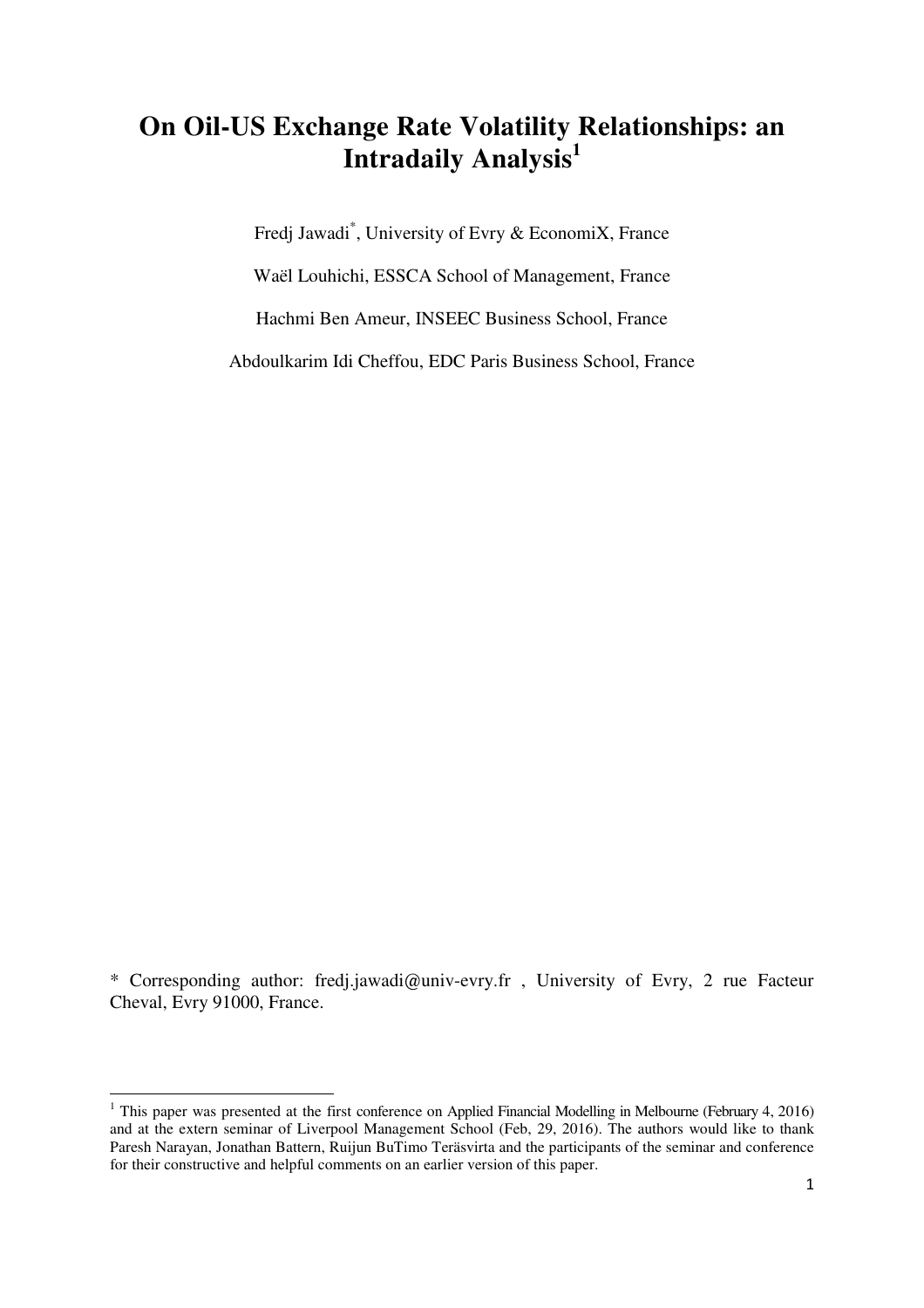# On Oil-US Exchange Rate Volatility Relationships: an Intradaily Analysis[1]

Fredj Jawadi*, University of Evry & EconomiX, France

Waël Louhichi, ESSCA School of Management, France

Hachmi Ben Ameur, INSEEC Business School, France

Abdoulkarim Idi Cheffou, EDC Paris Business School, France

\* Corresponding author: fredj.jawadi@univ-evry.fr , University of Evry, 2 rue Facteur Cheval, Evry 91000, France.

[1] This paper was presented at the first conference on Applied Financial Modelling in Melbourne (February 4, 2016) and at the extern seminar of Liverpool Management School (Feb, 29, 2016). The authors would like to thank Paresh Narayan, Jonathan Battern, Ruijun BuTimo Teräsvirta and the participants of the seminar and conference for their constructive and helpful comments on an earlier version of this paper.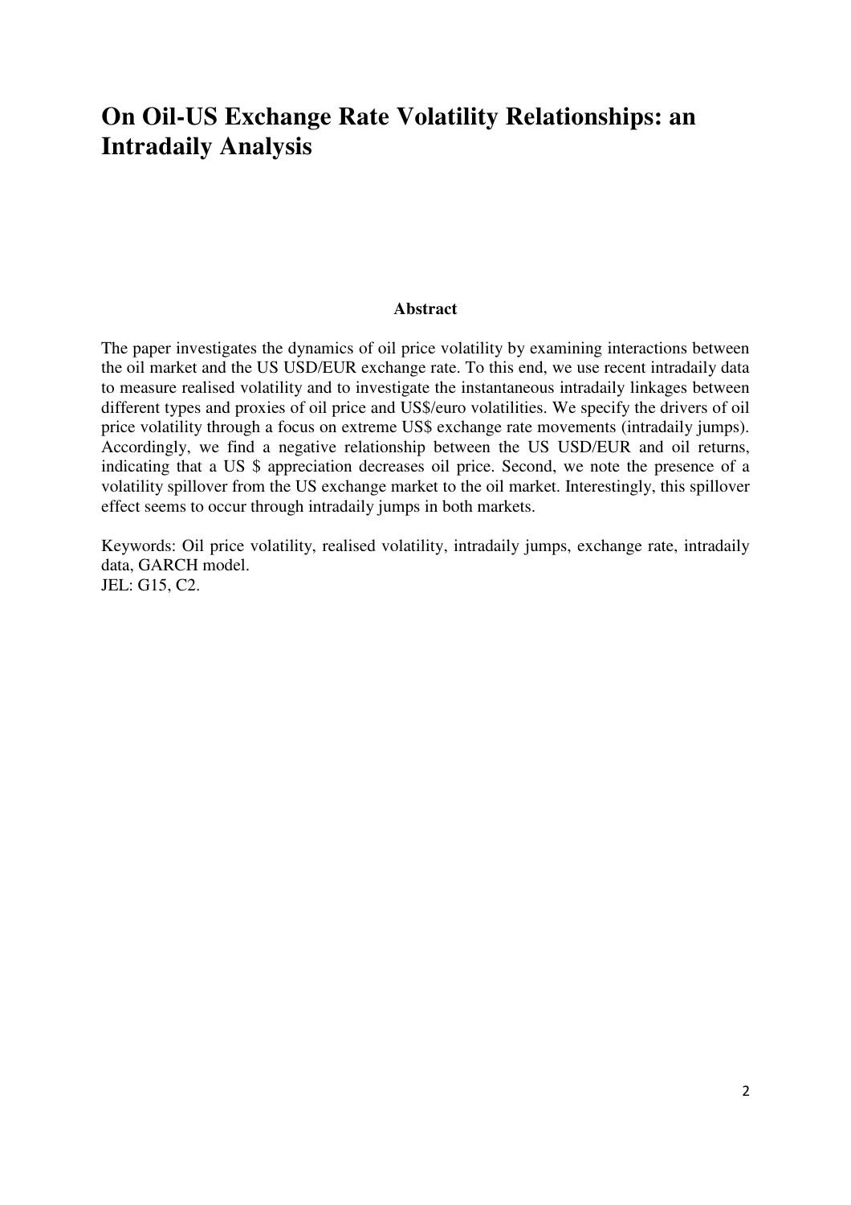# On Oil-US Exchange Rate Volatility Relationships: an Intradaily Analysis

**Abstract**

The paper investigates the dynamics of oil price volatility by examining interactions between the oil market and the US USD/EUR exchange rate. To this end, we use recent intradaily data to measure realised volatility and to investigate the instantaneous intradaily linkages between different types and proxies of oil price and US$/euro volatilities. We specify the drivers of oil price volatility through a focus on extreme US$ exchange rate movements (intradaily jumps). Accordingly, we find a negative relationship between the US USD/EUR and oil returns, indicating that a US $ appreciation decreases oil price. Second, we note the presence of a volatility spillover from the US exchange market to the oil market. Interestingly, this spillover effect seems to occur through intradaily jumps in both markets.

Keywords: Oil price volatility, realised volatility, intradaily jumps, exchange rate, intradaily data, GARCH model.
JEL: G15, C2.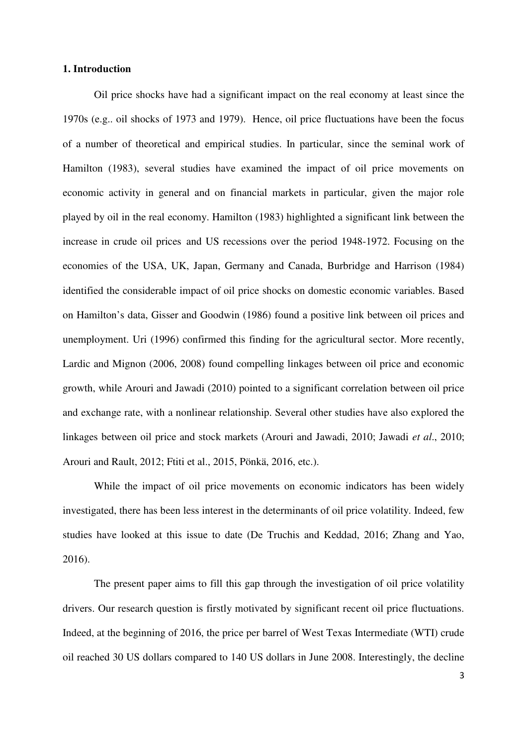## 1. Introduction

Oil price shocks have had a significant impact on the real economy at least since the 1970s (e.g.. oil shocks of 1973 and 1979). Hence, oil price fluctuations have been the focus of a number of theoretical and empirical studies. In particular, since the seminal work of Hamilton (1983), several studies have examined the impact of oil price movements on economic activity in general and on financial markets in particular, given the major role played by oil in the real economy. Hamilton (1983) highlighted a significant link between the increase in crude oil prices and US recessions over the period 1948-1972. Focusing on the economies of the USA, UK, Japan, Germany and Canada, Burbridge and Harrison (1984) identified the considerable impact of oil price shocks on domestic economic variables. Based on Hamilton's data, Gisser and Goodwin (1986) found a positive link between oil prices and unemployment. Uri (1996) confirmed this finding for the agricultural sector. More recently, Lardic and Mignon (2006, 2008) found compelling linkages between oil price and economic growth, while Arouri and Jawadi (2010) pointed to a significant correlation between oil price and exchange rate, with a nonlinear relationship. Several other studies have also explored the linkages between oil price and stock markets (Arouri and Jawadi, 2010; Jawadi *et al*., 2010; Arouri and Rault, 2012; Ftiti et al., 2015, Pönkä, 2016, etc.).

While the impact of oil price movements on economic indicators has been widely investigated, there has been less interest in the determinants of oil price volatility. Indeed, few studies have looked at this issue to date (De Truchis and Keddad, 2016; Zhang and Yao, 2016).

The present paper aims to fill this gap through the investigation of oil price volatility drivers. Our research question is firstly motivated by significant recent oil price fluctuations. Indeed, at the beginning of 2016, the price per barrel of West Texas Intermediate (WTI) crude oil reached 30 US dollars compared to 140 US dollars in June 2008. Interestingly, the decline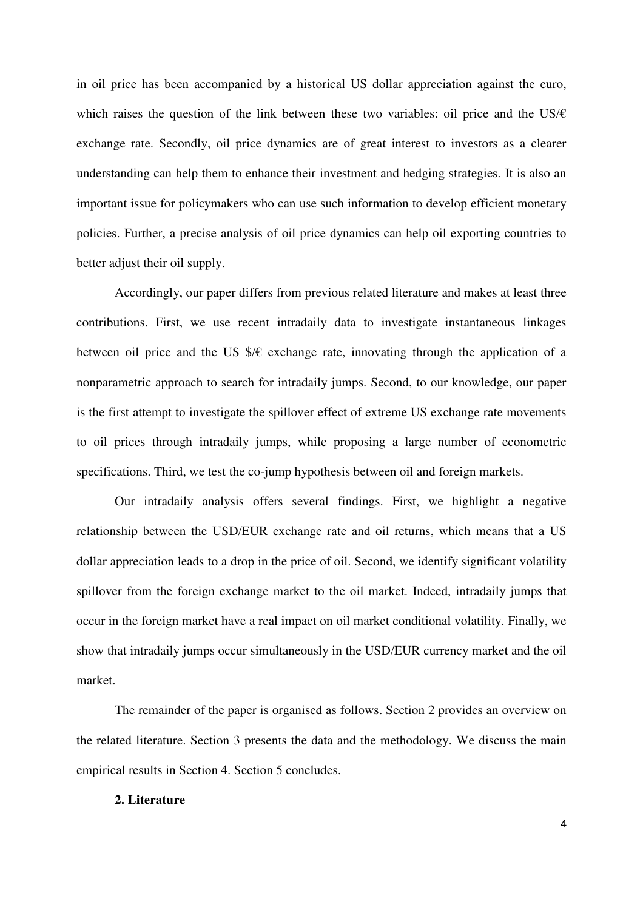in oil price has been accompanied by a historical US dollar appreciation against the euro, which raises the question of the link between these two variables: oil price and the US/€ exchange rate. Secondly, oil price dynamics are of great interest to investors as a clearer understanding can help them to enhance their investment and hedging strategies. It is also an important issue for policymakers who can use such information to develop efficient monetary policies. Further, a precise analysis of oil price dynamics can help oil exporting countries to better adjust their oil supply.

Accordingly, our paper differs from previous related literature and makes at least three contributions. First, we use recent intradaily data to investigate instantaneous linkages between oil price and the US $/€ exchange rate, innovating through the application of a nonparametric approach to search for intradaily jumps. Second, to our knowledge, our paper is the first attempt to investigate the spillover effect of extreme US exchange rate movements to oil prices through intradaily jumps, while proposing a large number of econometric specifications. Third, we test the co-jump hypothesis between oil and foreign markets.

Our intradaily analysis offers several findings. First, we highlight a negative relationship between the USD/EUR exchange rate and oil returns, which means that a US dollar appreciation leads to a drop in the price of oil. Second, we identify significant volatility spillover from the foreign exchange market to the oil market. Indeed, intradaily jumps that occur in the foreign market have a real impact on oil market conditional volatility. Finally, we show that intradaily jumps occur simultaneously in the USD/EUR currency market and the oil market.

The remainder of the paper is organised as follows. Section 2 provides an overview on the related literature. Section 3 presents the data and the methodology. We discuss the main empirical results in Section 4. Section 5 concludes.

## 2. Literature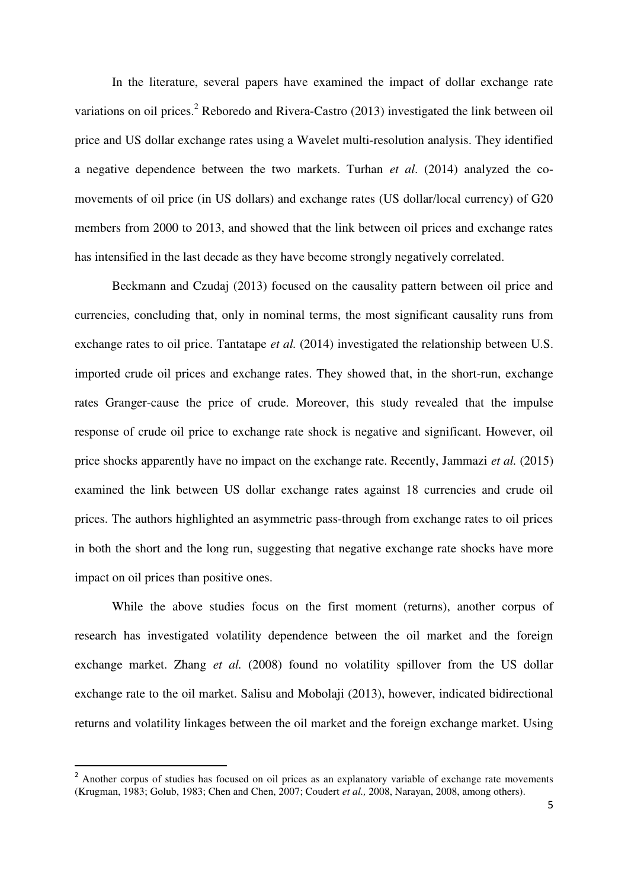In the literature, several papers have examined the impact of dollar exchange rate variations on oil prices.[2] Reboredo and Rivera-Castro (2013) investigated the link between oil price and US dollar exchange rates using a Wavelet multi-resolution analysis. They identified a negative dependence between the two markets. Turhan *et al*. (2014) analyzed the co-movements of oil price (in US dollars) and exchange rates (US dollar/local currency) of G20 members from 2000 to 2013, and showed that the link between oil prices and exchange rates has intensified in the last decade as they have become strongly negatively correlated.

Beckmann and Czudaj (2013) focused on the causality pattern between oil price and currencies, concluding that, only in nominal terms, the most significant causality runs from exchange rates to oil price. Tantatape *et al.* (2014) investigated the relationship between U.S. imported crude oil prices and exchange rates. They showed that, in the short-run, exchange rates Granger-cause the price of crude. Moreover, this study revealed that the impulse response of crude oil price to exchange rate shock is negative and significant. However, oil price shocks apparently have no impact on the exchange rate. Recently, Jammazi *et al.* (2015) examined the link between US dollar exchange rates against 18 currencies and crude oil prices. The authors highlighted an asymmetric pass-through from exchange rates to oil prices in both the short and the long run, suggesting that negative exchange rate shocks have more impact on oil prices than positive ones.

While the above studies focus on the first moment (returns), another corpus of research has investigated volatility dependence between the oil market and the foreign exchange market. Zhang *et al.* (2008) found no volatility spillover from the US dollar exchange rate to the oil market. Salisu and Mobolaji (2013), however, indicated bidirectional returns and volatility linkages between the oil market and the foreign exchange market. Using

[2] Another corpus of studies has focused on oil prices as an explanatory variable of exchange rate movements (Krugman, 1983; Golub, 1983; Chen and Chen, 2007; Coudert *et al.,* 2008, Narayan, 2008, among others).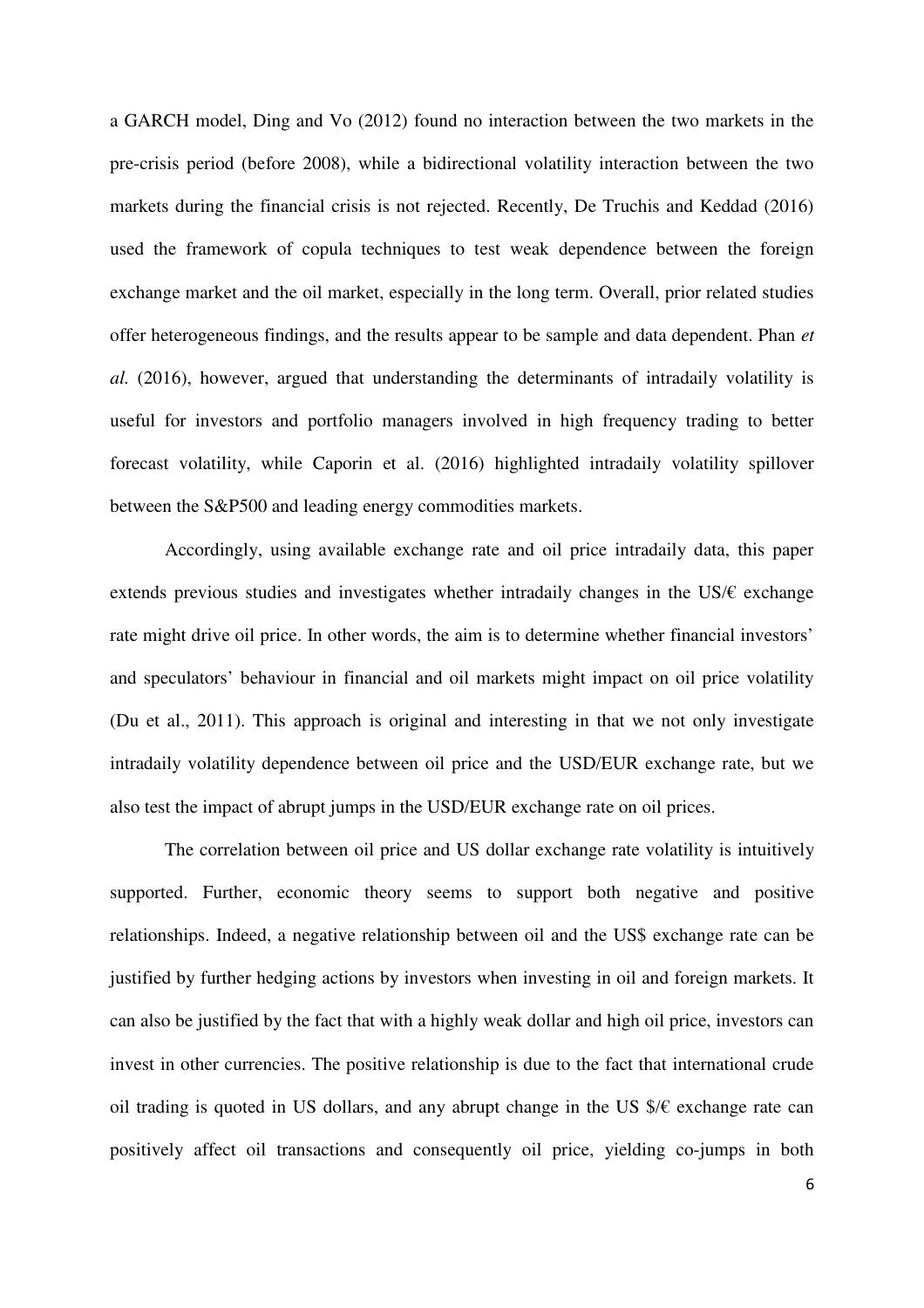a GARCH model, Ding and Vo (2012) found no interaction between the two markets in the pre-crisis period (before 2008), while a bidirectional volatility interaction between the two markets during the financial crisis is not rejected. Recently, De Truchis and Keddad (2016) used the framework of copula techniques to test weak dependence between the foreign exchange market and the oil market, especially in the long term. Overall, prior related studies offer heterogeneous findings, and the results appear to be sample and data dependent. Phan *et al.* (2016), however, argued that understanding the determinants of intradaily volatility is useful for investors and portfolio managers involved in high frequency trading to better forecast volatility, while Caporin et al. (2016) highlighted intradaily volatility spillover between the S&P500 and leading energy commodities markets.

Accordingly, using available exchange rate and oil price intradaily data, this paper extends previous studies and investigates whether intradaily changes in the US/€ exchange rate might drive oil price. In other words, the aim is to determine whether financial investors' and speculators' behaviour in financial and oil markets might impact on oil price volatility (Du et al., 2011). This approach is original and interesting in that we not only investigate intradaily volatility dependence between oil price and the USD/EUR exchange rate, but we also test the impact of abrupt jumps in the USD/EUR exchange rate on oil prices.

The correlation between oil price and US dollar exchange rate volatility is intuitively supported. Further, economic theory seems to support both negative and positive relationships. Indeed, a negative relationship between oil and the US$ exchange rate can be justified by further hedging actions by investors when investing in oil and foreign markets. It can also be justified by the fact that with a highly weak dollar and high oil price, investors can invest in other currencies. The positive relationship is due to the fact that international crude oil trading is quoted in US dollars, and any abrupt change in the US $/€ exchange rate can positively affect oil transactions and consequently oil price, yielding co-jumps in both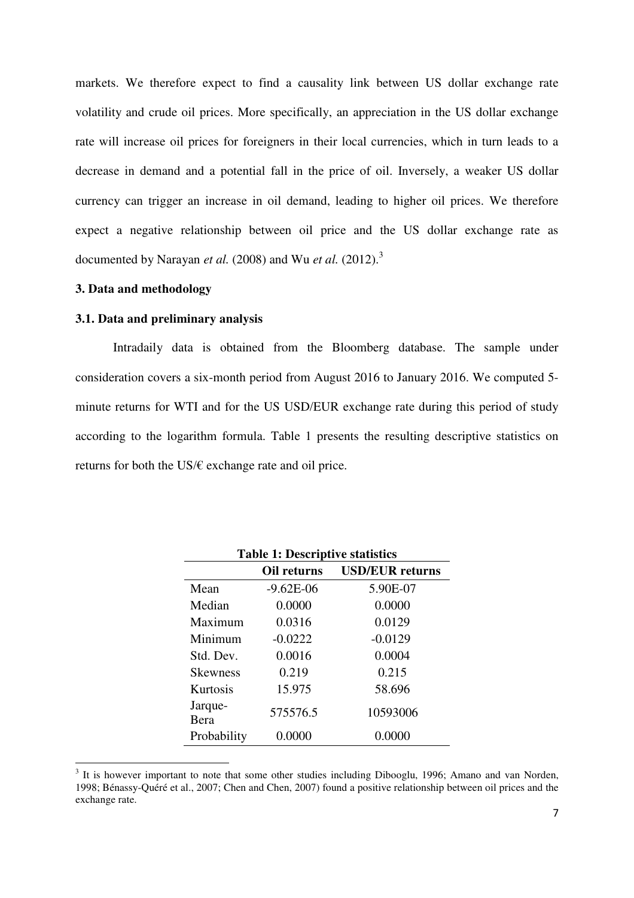markets. We therefore expect to find a causality link between US dollar exchange rate volatility and crude oil prices. More specifically, an appreciation in the US dollar exchange rate will increase oil prices for foreigners in their local currencies, which in turn leads to a decrease in demand and a potential fall in the price of oil. Inversely, a weaker US dollar currency can trigger an increase in oil demand, leading to higher oil prices. We therefore expect a negative relationship between oil price and the US dollar exchange rate as documented by Narayan *et al.* (2008) and Wu *et al.* (2012).[3]

### 3. Data and methodology

### 3.1. Data and preliminary analysis

Intradaily data is obtained from the Bloomberg database. The sample under consideration covers a six-month period from August 2016 to January 2016. We computed 5-minute returns for WTI and for the US USD/EUR exchange rate during this period of study according to the logarithm formula. Table 1 presents the resulting descriptive statistics on returns for both the US/€ exchange rate and oil price.

**Table 1: Descriptive statistics**

| | Oil returns | USD/EUR returns |
|---|---|---|
| Mean | -9.62E-06 | 5.90E-07 |
| Median | 0.0000 | 0.0000 |
| Maximum | 0.0316 | 0.0129 |
| Minimum | -0.0222 | -0.0129 |
| Std. Dev. | 0.0016 | 0.0004 |
| Skewness | 0.219 | 0.215 |
| Kurtosis | 15.975 | 58.696 |
| Jarque-Bera | 575576.5 | 10593006 |
| Probability | 0.0000 | 0.0000 |

[3] It is however important to note that some other studies including Dibooglu, 1996; Amano and van Norden, 1998; Bénassy-Quéré et al., 2007; Chen and Chen, 2007) found a positive relationship between oil prices and the exchange rate.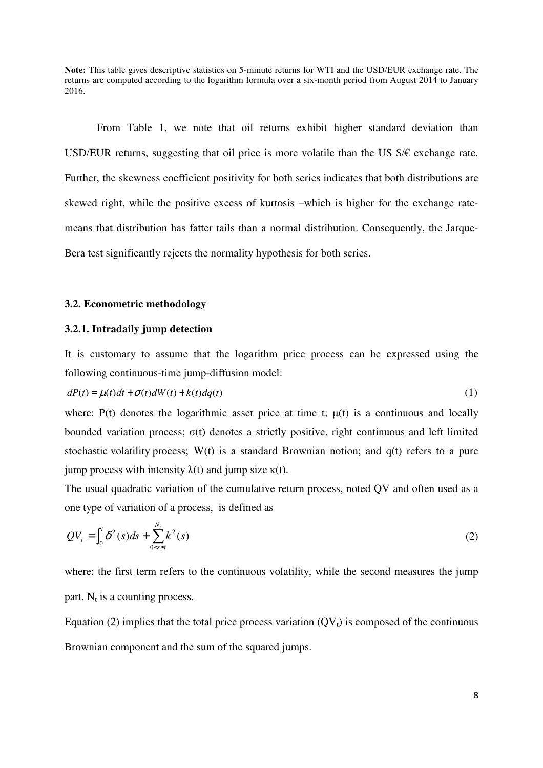**Note:** This table gives descriptive statistics on 5-minute returns for WTI and the USD/EUR exchange rate. The returns are computed according to the logarithm formula over a six-month period from August 2014 to January 2016.

From Table 1, we note that oil returns exhibit higher standard deviation than USD/EUR returns, suggesting that oil price is more volatile than the US \$/€ exchange rate. Further, the skewness coefficient positivity for both series indicates that both distributions are skewed right, while the positive excess of kurtosis –which is higher for the exchange rate- means that distribution has fatter tails than a normal distribution. Consequently, the Jarque-Bera test significantly rejects the normality hypothesis for both series.

### 3.2. Econometric methodology

#### 3.2.1. Intradaily jump detection

It is customary to assume that the logarithm price process can be expressed using the following continuous-time jump-diffusion model:

$$dP(t) = \mu(t)dt + \sigma(t)dW(t) + k(t)dq(t) \tag{1}$$

where: P(t) denotes the logarithmic asset price at time t; $\mu(t)$ is a continuous and locally bounded variation process; $\sigma(t)$ denotes a strictly positive, right continuous and left limited stochastic volatility process; W(t) is a standard Brownian notion; and q(t) refers to a pure jump process with intensity $\lambda(t)$ and jump size $\kappa(t)$.

The usual quadratic variation of the cumulative return process, noted QV and often used as a one type of variation of a process, is defined as

$$QV_t = \int_0^t \delta^2(s)ds + \sum_{0<s\leq t}^{N_t} k^2(s) \tag{2}$$

where: the first term refers to the continuous volatility, while the second measures the jump part. $N_t$ is a counting process.

Equation (2) implies that the total price process variation ($QV_t$) is composed of the continuous Brownian component and the sum of the squared jumps.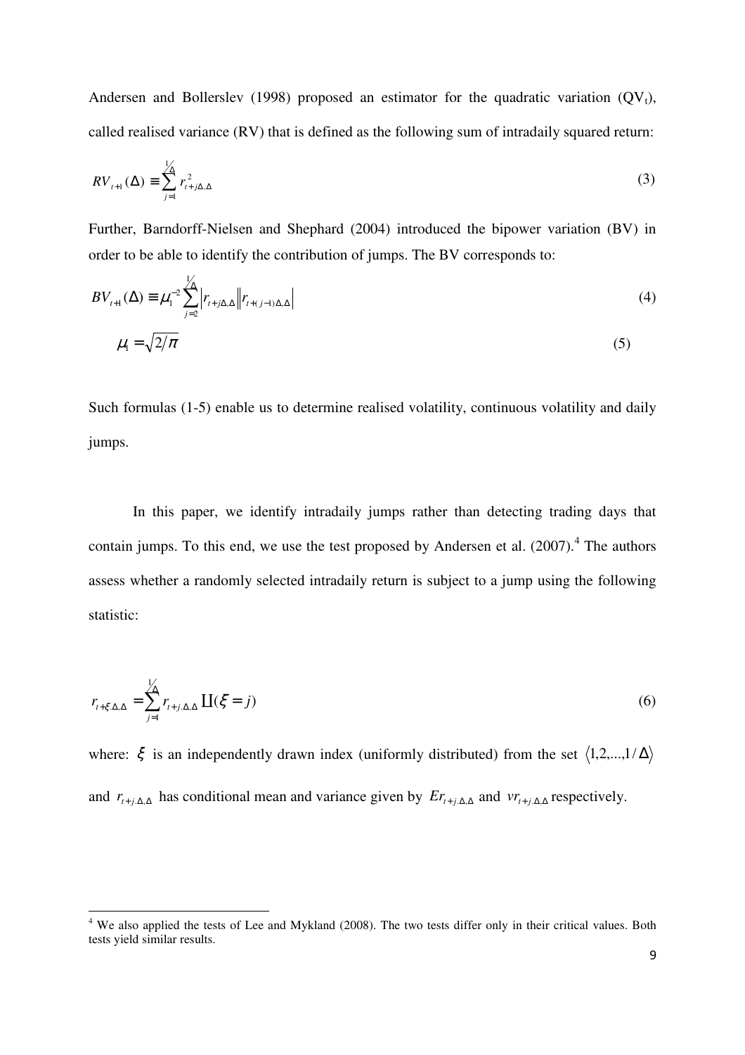Andersen and Bollerslev (1998) proposed an estimator for the quadratic variation ($QV_t$), called realised variance (RV) that is defined as the following sum of intradaily squared return:

$$RV_{t+1}(\Delta) \equiv \sum_{j=1}^{1/\Delta} r_{t+j\Delta,\Delta}^2 \tag{3}$$

Further, Barndorff-Nielsen and Shephard (2004) introduced the bipower variation (BV) in order to be able to identify the contribution of jumps. The BV corresponds to:

$$BV_{t+1}(\Delta) \equiv \mu_1^{-2} \sum_{j=2}^{1/\Delta} \left| r_{t+j\Delta,\Delta} \right| \left| r_{t+(j-1)\Delta,\Delta} \right| \tag{4}$$

$$\mu_1 = \sqrt{2/\pi} \tag{5}$$

Such formulas (1-5) enable us to determine realised volatility, continuous volatility and daily jumps.

In this paper, we identify intradaily jumps rather than detecting trading days that contain jumps. To this end, we use the test proposed by Andersen et al. (2007).[4] The authors assess whether a randomly selected intradaily return is subject to a jump using the following statistic:

$$r_{t+\xi.\Delta,\Delta} = \sum_{j=1}^{1/\Delta} r_{t+j.\Delta,\Delta} \amalg(\xi = j) \tag{6}$$

where: $\xi$ is an independently drawn index (uniformly distributed) from the set $\langle 1,2,...,1/\Delta \rangle$ and $r_{t+j.\Delta,\Delta}$ has conditional mean and variance given by $Er_{t+j.\Delta,\Delta}$ and $vr_{t+j.\Delta,\Delta}$ respectively.

[4] We also applied the tests of Lee and Mykland (2008). The two tests differ only in their critical values. Both tests yield similar results.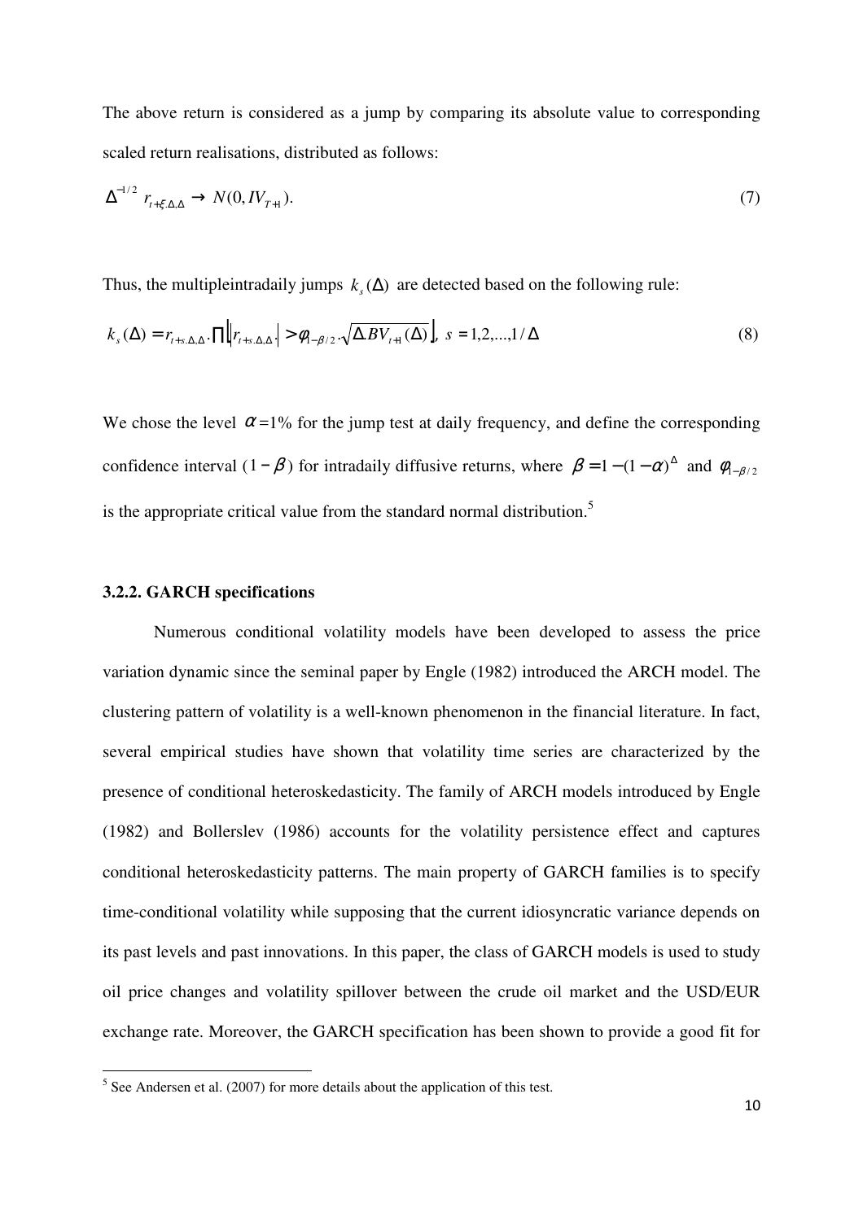The above return is considered as a jump by comparing its absolute value to corresponding scaled return realisations, distributed as follows:

$$\Delta^{-1/2}\; r_{t+\xi.\Delta,\Delta} \rightarrow N(0, IV_{T+1}). \tag{7}$$

Thus, the multipleintradaily jumps $k_s(\Delta)$ are detected based on the following rule:

$$k_s(\Delta) = r_{t+s.\Delta,\Delta}.\prod\left[\left|r_{t+s.\Delta,\Delta}.\right| > \varphi_{1-\beta/2}.\sqrt{\Delta.BV_{t+1}(\Delta)}\right],\; s = 1,2,...,1/\Delta \tag{8}$$

We chose the level $\alpha$=1% for the jump test at daily frequency, and define the corresponding confidence interval ($1-\beta$) for intradaily diffusive returns, where $\beta = 1-(1-\alpha)^{\Delta}$ and $\varphi_{1-\beta/2}$ is the appropriate critical value from the standard normal distribution.[5]

### 3.2.2. GARCH specifications

Numerous conditional volatility models have been developed to assess the price variation dynamic since the seminal paper by Engle (1982) introduced the ARCH model. The clustering pattern of volatility is a well-known phenomenon in the financial literature. In fact, several empirical studies have shown that volatility time series are characterized by the presence of conditional heteroskedasticity. The family of ARCH models introduced by Engle (1982) and Bollerslev (1986) accounts for the volatility persistence effect and captures conditional heteroskedasticity patterns. The main property of GARCH families is to specify time-conditional volatility while supposing that the current idiosyncratic variance depends on its past levels and past innovations. In this paper, the class of GARCH models is used to study oil price changes and volatility spillover between the crude oil market and the USD/EUR exchange rate. Moreover, the GARCH specification has been shown to provide a good fit for

[5] See Andersen et al. (2007) for more details about the application of this test.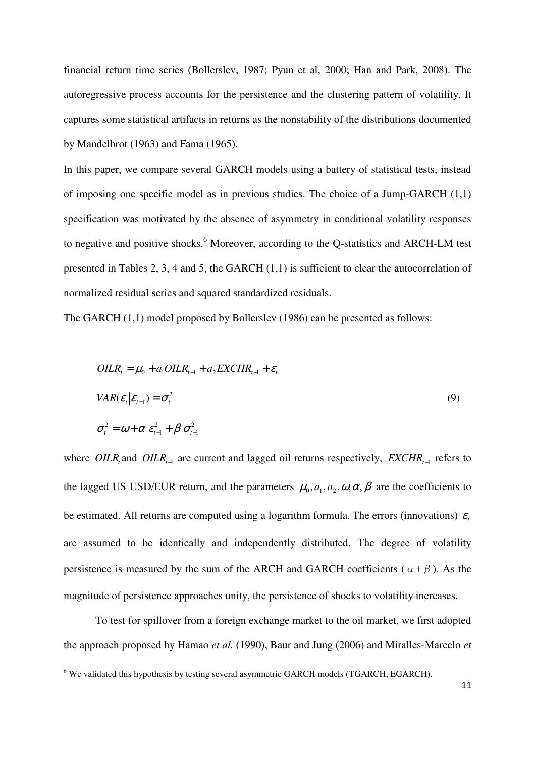financial return time series (Bollerslev, 1987; Pyun et al, 2000; Han and Park, 2008). The autoregressive process accounts for the persistence and the clustering pattern of volatility. It captures some statistical artifacts in returns as the nonstability of the distributions documented by Mandelbrot (1963) and Fama (1965).

In this paper, we compare several GARCH models using a battery of statistical tests, instead of imposing one specific model as in previous studies. The choice of a Jump-GARCH (1,1) specification was motivated by the absence of asymmetry in conditional volatility responses to negative and positive shocks.[6] Moreover, according to the Q-statistics and ARCH-LM test presented in Tables 2, 3, 4 and 5, the GARCH (1,1) is sufficient to clear the autocorrelation of normalized residual series and squared standardized residuals.

The GARCH (1,1) model proposed by Bollerslev (1986) can be presented as follows:

$$
\begin{aligned}
& OILR_t = \mu_0 + a_1 OILR_{t-1} + a_2 EXCHR_{t-1} + \varepsilon_t \\
& VAR(\varepsilon_t | \varepsilon_{t-1}) = \sigma_t^2 \\
& \sigma_t^2 = \omega + \alpha\, \varepsilon_{t-1}^2 + \beta\, \sigma_{t-1}^2
\end{aligned}
\tag{9}
$$

where $OILR_t$ and $OILR_{t-1}$ are current and lagged oil returns respectively, $EXCHR_{t-1}$ refers to the lagged US USD/EUR return, and the parameters $\mu_0, a_1, a_2, \omega, \alpha, \beta$ are the coefficients to be estimated. All returns are computed using a logarithm formula. The errors (innovations) $\varepsilon_t$ are assumed to be identically and independently distributed. The degree of volatility persistence is measured by the sum of the ARCH and GARCH coefficients ($\alpha + \beta$). As the magnitude of persistence approaches unity, the persistence of shocks to volatility increases.

To test for spillover from a foreign exchange market to the oil market, we first adopted the approach proposed by Hamao *et al.* (1990), Baur and Jung (2006) and Miralles-Marcelo *et*

[6] We validated this hypothesis by testing several asymmetric GARCH models (TGARCH, EGARCH).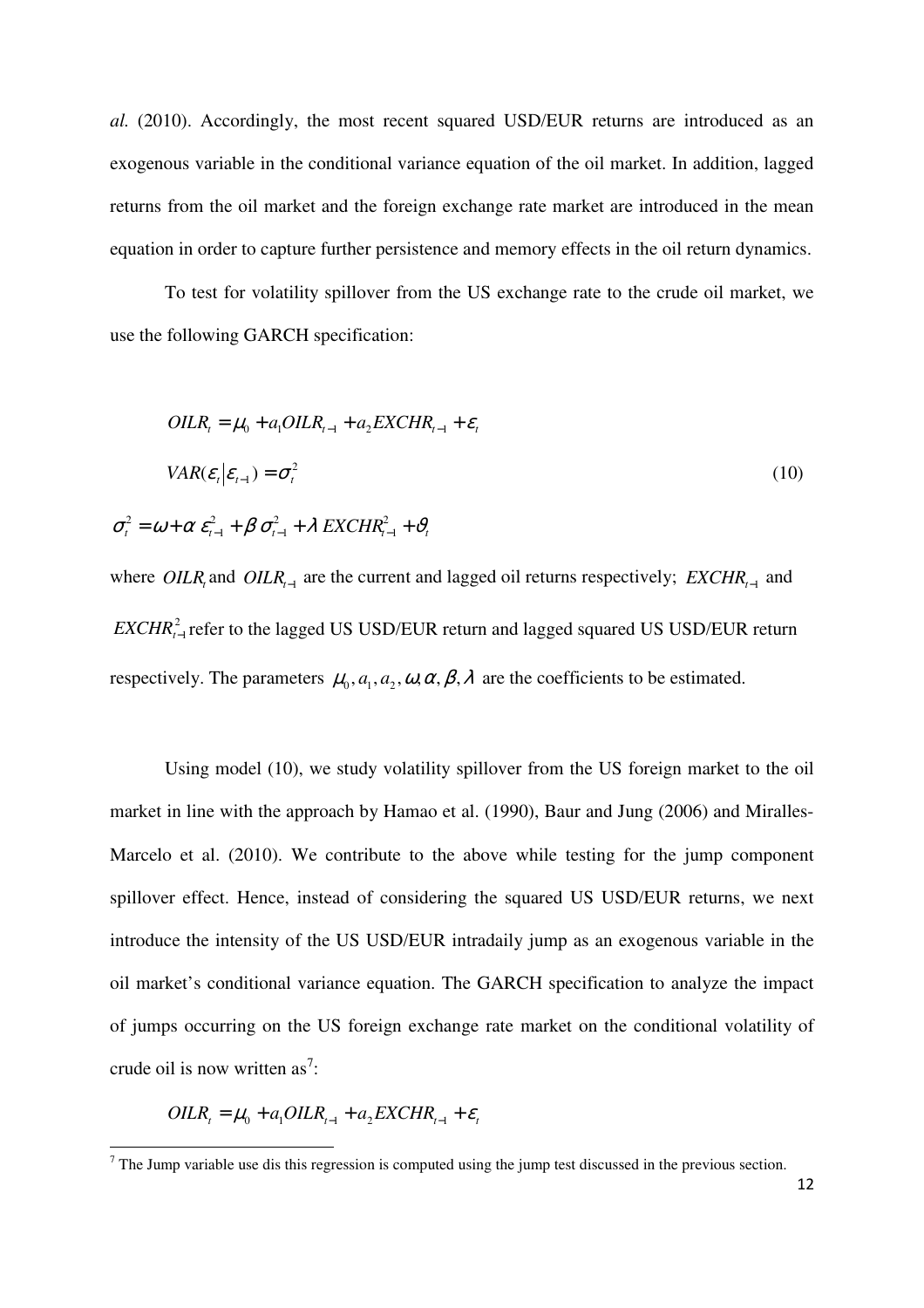*al.* (2010). Accordingly, the most recent squared USD/EUR returns are introduced as an exogenous variable in the conditional variance equation of the oil market. In addition, lagged returns from the oil market and the foreign exchange rate market are introduced in the mean equation in order to capture further persistence and memory effects in the oil return dynamics.

To test for volatility spillover from the US exchange rate to the crude oil market, we use the following GARCH specification:

$$
\begin{aligned}
&OILR_t = \mu_0 + a_1 OILR_{t-1} + a_2 EXCHR_{t-1} + \varepsilon_t \\
&VAR(\varepsilon_t | \varepsilon_{t-1}) = \sigma_t^2 \qquad\qquad (10) \\
&\sigma_t^2 = \omega + \alpha\, \varepsilon_{t-1}^2 + \beta\, \sigma_{t-1}^2 + \lambda\, EXCHR_{t-1}^2 + \vartheta_t
\end{aligned}
$$

where $OILR_t$ and $OILR_{t-1}$ are the current and lagged oil returns respectively; $EXCHR_{t-1}$ and $EXCHR_{t-1}^2$ refer to the lagged US USD/EUR return and lagged squared US USD/EUR return respectively. The parameters $\mu_0, a_1, a_2, \omega, \alpha, \beta, \lambda$ are the coefficients to be estimated.

Using model (10), we study volatility spillover from the US foreign market to the oil market in line with the approach by Hamao et al. (1990), Baur and Jung (2006) and Miralles-Marcelo et al. (2010). We contribute to the above while testing for the jump component spillover effect. Hence, instead of considering the squared US USD/EUR returns, we next introduce the intensity of the US USD/EUR intradaily jump as an exogenous variable in the oil market's conditional variance equation. The GARCH specification to analyze the impact of jumps occurring on the US foreign exchange rate market on the conditional volatility of crude oil is now written as[7]:

$$OILR_t = \mu_0 + a_1 OILR_{t-1} + a_2 EXCHR_{t-1} + \varepsilon_t$$

[7] The Jump variable use dis this regression is computed using the jump test discussed in the previous section.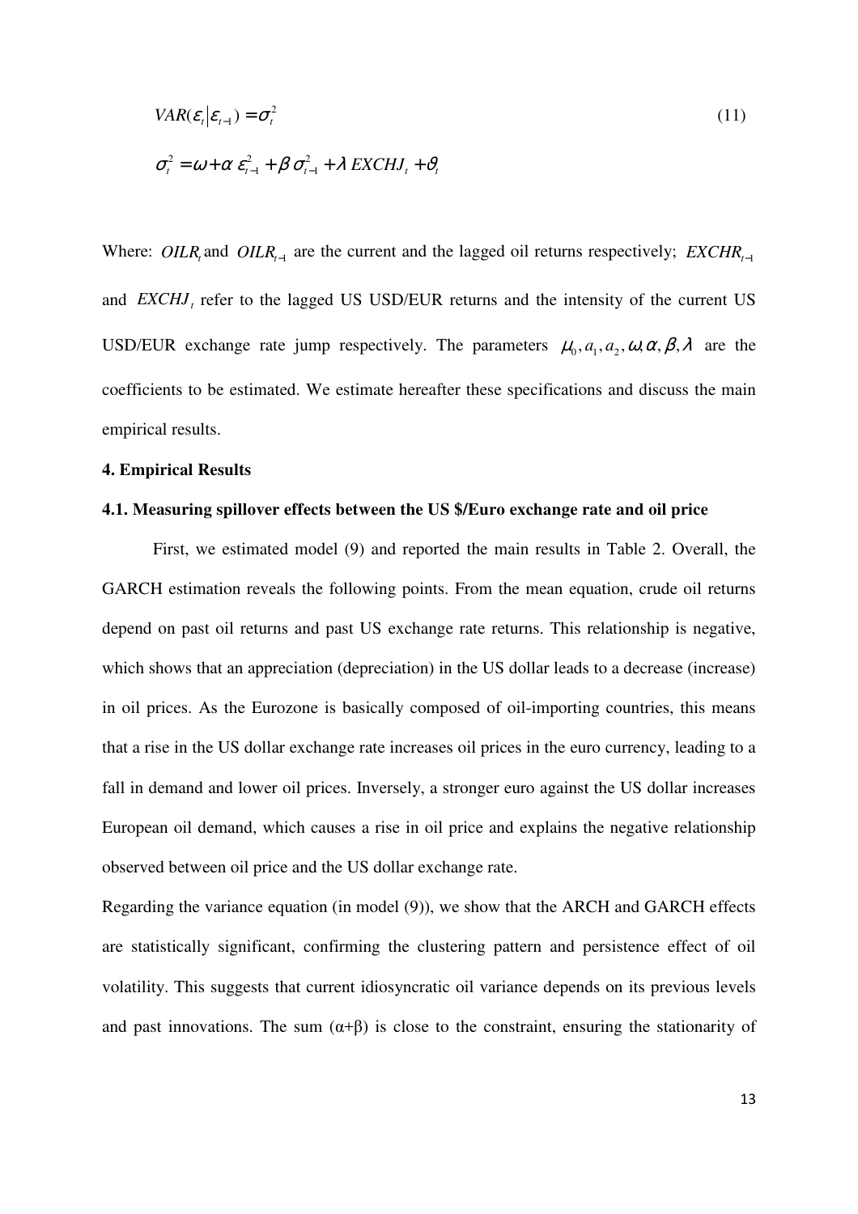$$VAR(\varepsilon_t | \varepsilon_{t-1}) = \sigma_t^2 \tag{11}$$

$$\sigma_t^2 = \omega + \alpha\, \varepsilon_{t-1}^2 + \beta\, \sigma_{t-1}^2 + \lambda\, EXCHJ_t + \vartheta_t$$

Where: $OILR_t$ and $OILR_{t-1}$ are the current and the lagged oil returns respectively; $EXCHR_{t-1}$ and $EXCHJ_t$ refer to the lagged US USD/EUR returns and the intensity of the current US USD/EUR exchange rate jump respectively. The parameters $\mu_0, a_1, a_2, \omega, \alpha, \beta, \lambda$ are the coefficients to be estimated. We estimate hereafter these specifications and discuss the main empirical results.

**4. Empirical Results**

**4.1. Measuring spillover effects between the US $/Euro exchange rate and oil price**

First, we estimated model (9) and reported the main results in Table 2. Overall, the GARCH estimation reveals the following points. From the mean equation, crude oil returns depend on past oil returns and past US exchange rate returns. This relationship is negative, which shows that an appreciation (depreciation) in the US dollar leads to a decrease (increase) in oil prices. As the Eurozone is basically composed of oil-importing countries, this means that a rise in the US dollar exchange rate increases oil prices in the euro currency, leading to a fall in demand and lower oil prices. Inversely, a stronger euro against the US dollar increases European oil demand, which causes a rise in oil price and explains the negative relationship observed between oil price and the US dollar exchange rate.

Regarding the variance equation (in model (9)), we show that the ARCH and GARCH effects are statistically significant, confirming the clustering pattern and persistence effect of oil volatility. This suggests that current idiosyncratic oil variance depends on its previous levels and past innovations. The sum (α+β) is close to the constraint, ensuring the stationarity of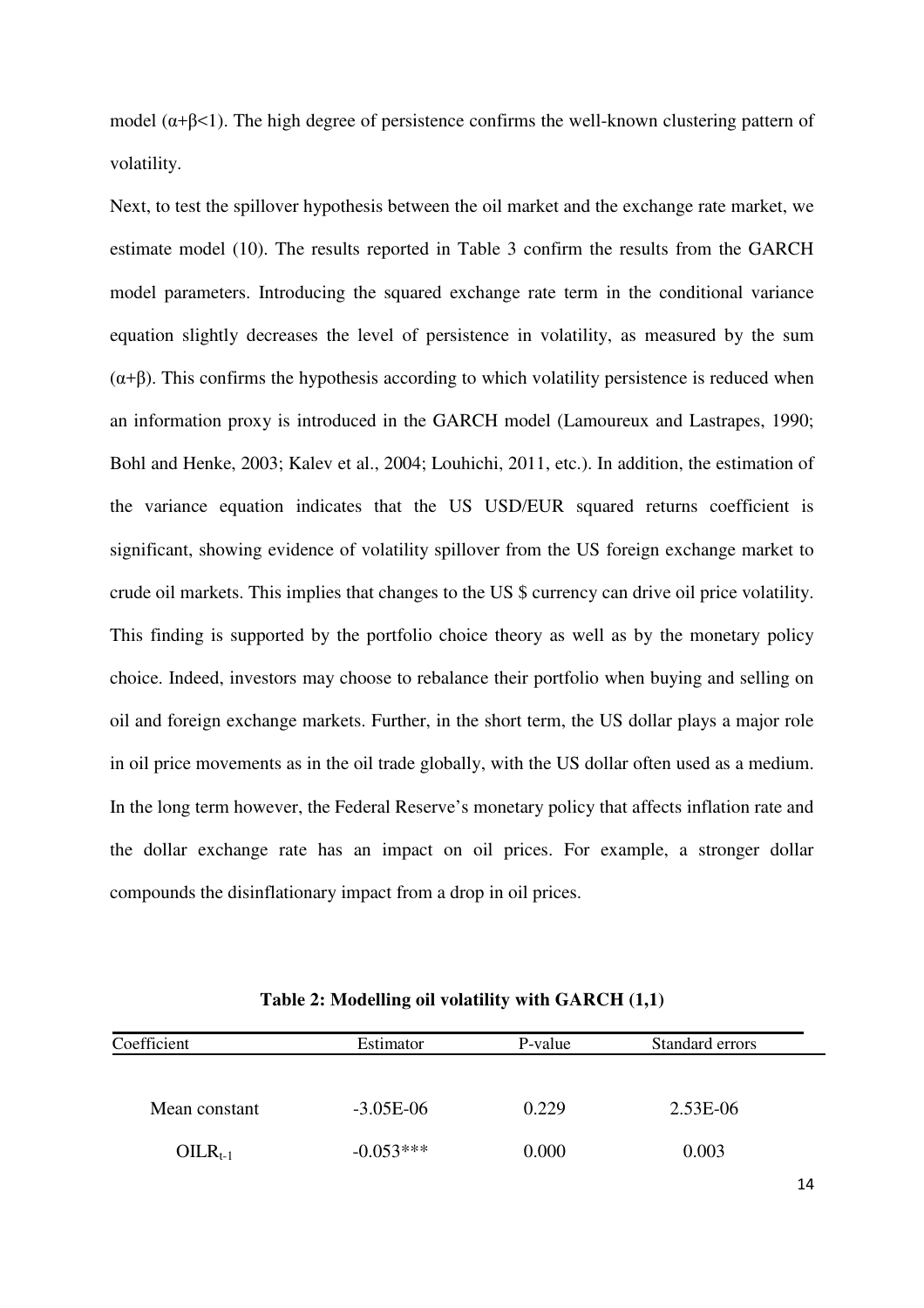model ($\alpha+\beta<1$). The high degree of persistence confirms the well-known clustering pattern of volatility.

Next, to test the spillover hypothesis between the oil market and the exchange rate market, we estimate model (10). The results reported in Table 3 confirm the results from the GARCH model parameters. Introducing the squared exchange rate term in the conditional variance equation slightly decreases the level of persistence in volatility, as measured by the sum ($\alpha+\beta$). This confirms the hypothesis according to which volatility persistence is reduced when an information proxy is introduced in the GARCH model (Lamoureux and Lastrapes, 1990; Bohl and Henke, 2003; Kalev et al., 2004; Louhichi, 2011, etc.). In addition, the estimation of the variance equation indicates that the US USD/EUR squared returns coefficient is significant, showing evidence of volatility spillover from the US foreign exchange market to crude oil markets. This implies that changes to the US $ currency can drive oil price volatility. This finding is supported by the portfolio choice theory as well as by the monetary policy choice. Indeed, investors may choose to rebalance their portfolio when buying and selling on oil and foreign exchange markets. Further, in the short term, the US dollar plays a major role in oil price movements as in the oil trade globally, with the US dollar often used as a medium. In the long term however, the Federal Reserve's monetary policy that affects inflation rate and the dollar exchange rate has an impact on oil prices. For example, a stronger dollar compounds the disinflationary impact from a drop in oil prices.

**Table 2: Modelling oil volatility with GARCH (1,1)**

| Coefficient | Estimator | P-value | Standard errors |
|---|---|---|---|
| Mean constant | -3.05E-06 | 0.229 | 2.53E-06 |
| $OILR_{t-1}$ | -0.053*** | 0.000 | 0.003 |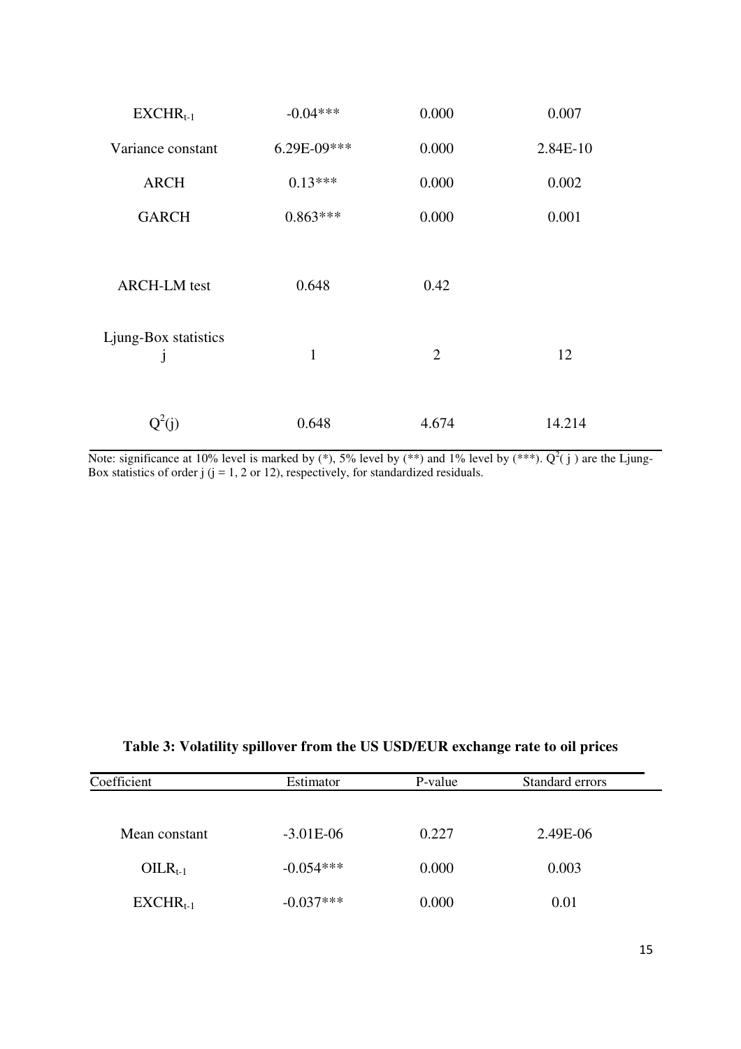| | | | |
|---|---|---|---|
| $EXCHR_{t-1}$ | -0.04*** | 0.000 | 0.007 |
| Variance constant | 6.29E-09*** | 0.000 | 2.84E-10 |
| ARCH | 0.13*** | 0.000 | 0.002 |
| GARCH | 0.863*** | 0.000 | 0.001 |
| | | | |
| ARCH-LM test | 0.648 | 0.42 | |
| | | | |
| Ljung-Box statistics j | 1 | 2 | 12 |
| | | | |
| $Q^2(j)$ | 0.648 | 4.674 | 14.214 |

Note: significance at 10% level is marked by (*), 5% level by (**) and 1% level by (***). $Q^2(j)$ are the Ljung-Box statistics of order j (j = 1, 2 or 12), respectively, for standardized residuals.

**Table 3: Volatility spillover from the US USD/EUR exchange rate to oil prices**

| Coefficient | Estimator | P-value | Standard errors |
|---|---|---|---|
| | | | |
| Mean constant | -3.01E-06 | 0.227 | 2.49E-06 |
| $OILR_{t-1}$ | -0.054*** | 0.000 | 0.003 |
| $EXCHR_{t-1}$ | -0.037*** | 0.000 | 0.01 |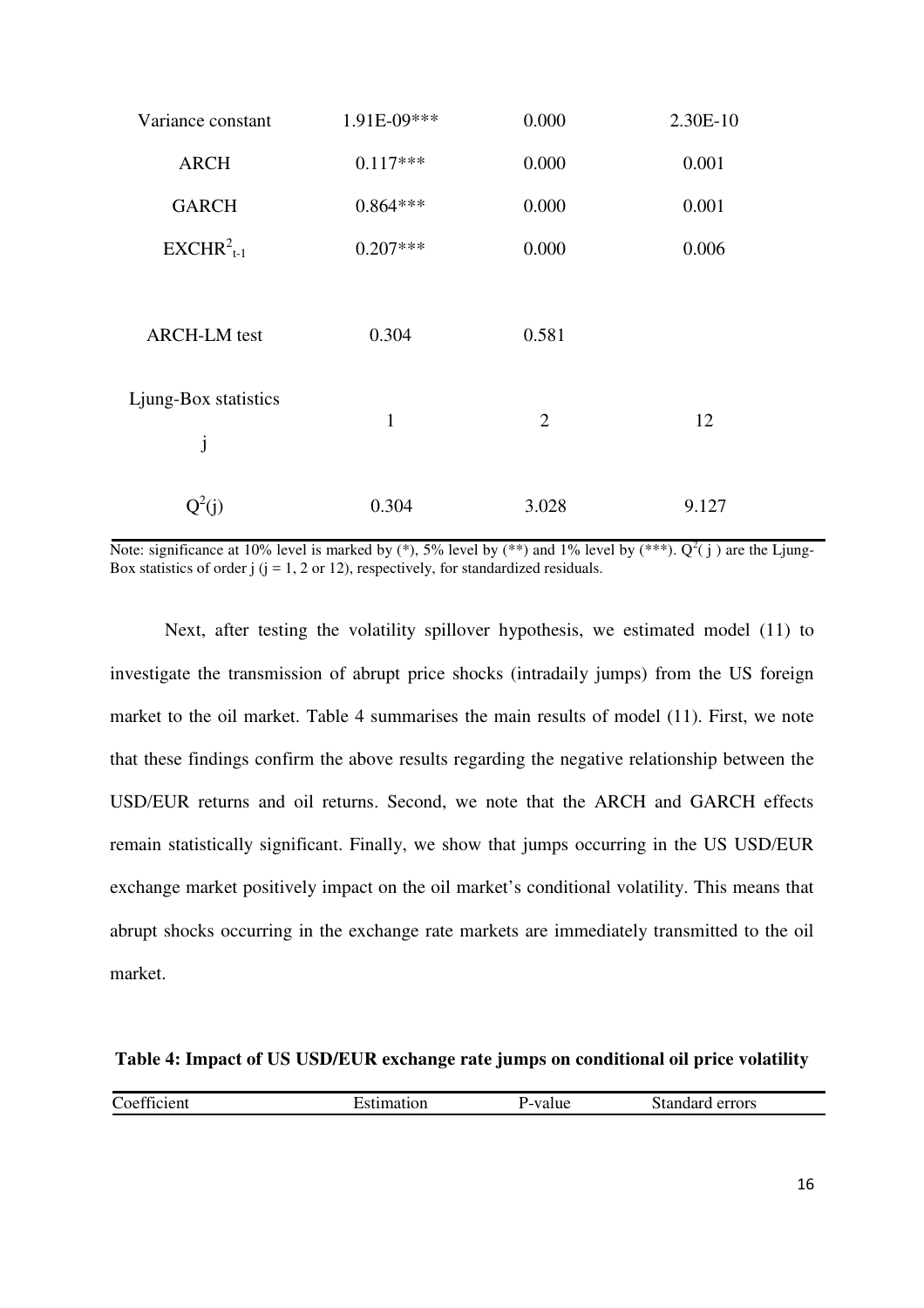| | | | |
|---|---|---|---|
| Variance constant | 1.91E-09*** | 0.000 | 2.30E-10 |
| ARCH | 0.117*** | 0.000 | 0.001 |
| GARCH | 0.864*** | 0.000 | 0.001 |
| $EXCHR^2_{t-1}$ | 0.207*** | 0.000 | 0.006 |
| | | | |
| ARCH-LM test | 0.304 | 0.581 | |
| Ljung-Box statistics j | 1 | 2 | 12 |
| $Q^2(j)$ | 0.304 | 3.028 | 9.127 |

Note: significance at 10% level is marked by (*), 5% level by (**) and 1% level by (***). $Q^2(j)$ are the Ljung-Box statistics of order j (j = 1, 2 or 12), respectively, for standardized residuals.

Next, after testing the volatility spillover hypothesis, we estimated model (11) to investigate the transmission of abrupt price shocks (intradaily jumps) from the US foreign market to the oil market. Table 4 summarises the main results of model (11). First, we note that these findings confirm the above results regarding the negative relationship between the USD/EUR returns and oil returns. Second, we note that the ARCH and GARCH effects remain statistically significant. Finally, we show that jumps occurring in the US USD/EUR exchange market positively impact on the oil market's conditional volatility. This means that abrupt shocks occurring in the exchange rate markets are immediately transmitted to the oil market.

**Table 4: Impact of US USD/EUR exchange rate jumps on conditional oil price volatility**

| Coefficient | Estimation | P-value | Standard errors |
|---|---|---|---|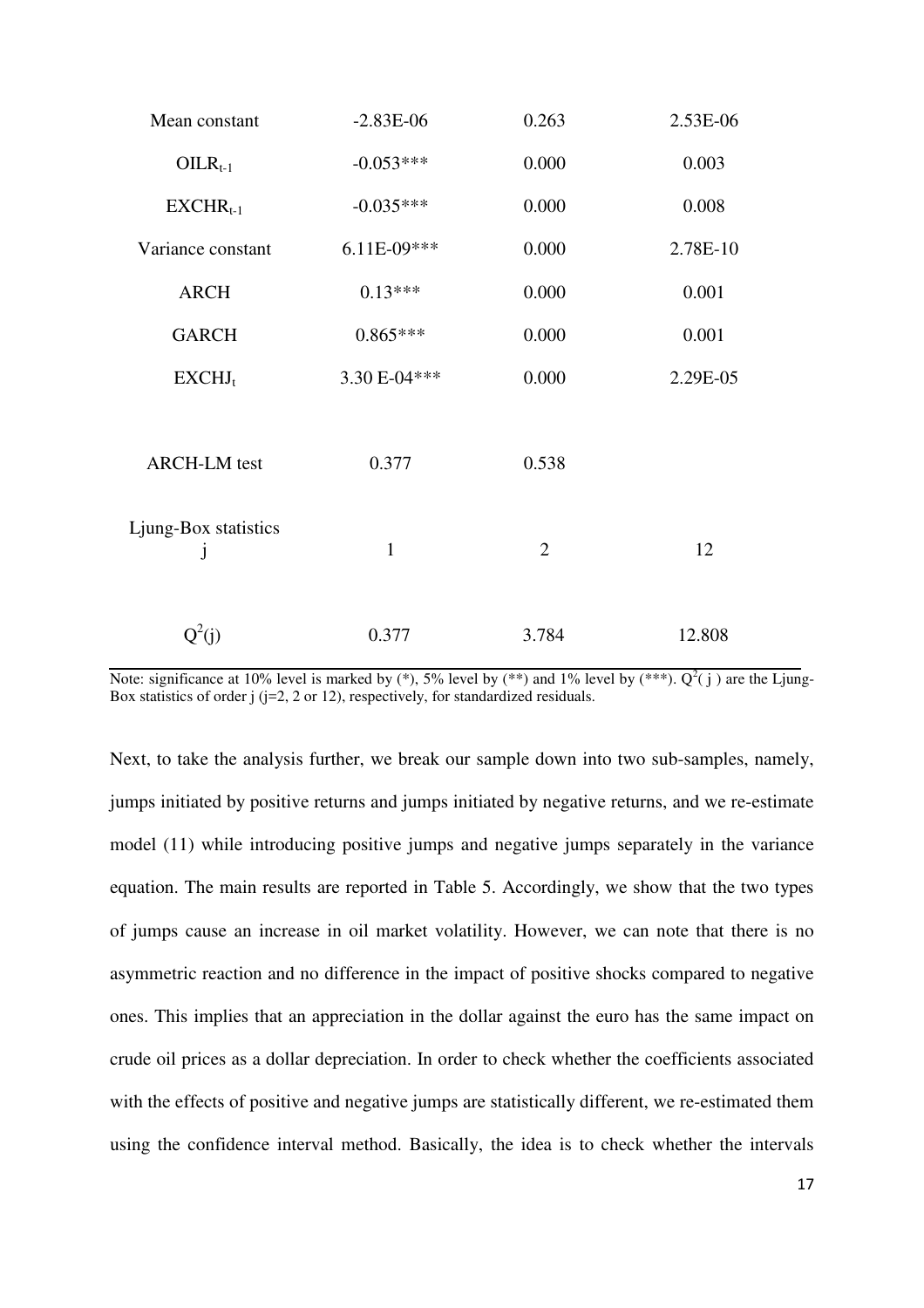| | | | |
|---|---|---|---|
| Mean constant | -2.83E-06 | 0.263 | 2.53E-06 |
| $OILR_{t-1}$ | -0.053*** | 0.000 | 0.003 |
| $EXCHR_{t-1}$ | -0.035*** | 0.000 | 0.008 |
| Variance constant | 6.11E-09*** | 0.000 | 2.78E-10 |
| ARCH | 0.13*** | 0.000 | 0.001 |
| GARCH | 0.865*** | 0.000 | 0.001 |
| $EXCHJ_t$ | 3.30 E-04*** | 0.000 | 2.29E-05 |
| ARCH-LM test | 0.377 | 0.538 | |
| Ljung-Box statistics j | 1 | 2 | 12 |
| $Q^2(j)$ | 0.377 | 3.784 | 12.808 |

Note: significance at 10% level is marked by (*), 5% level by (**) and 1% level by (***). $Q^2(j)$ are the Ljung-Box statistics of order j (j=2, 2 or 12), respectively, for standardized residuals.

Next, to take the analysis further, we break our sample down into two sub-samples, namely, jumps initiated by positive returns and jumps initiated by negative returns, and we re-estimate model (11) while introducing positive jumps and negative jumps separately in the variance equation. The main results are reported in Table 5. Accordingly, we show that the two types of jumps cause an increase in oil market volatility. However, we can note that there is no asymmetric reaction and no difference in the impact of positive shocks compared to negative ones. This implies that an appreciation in the dollar against the euro has the same impact on crude oil prices as a dollar depreciation. In order to check whether the coefficients associated with the effects of positive and negative jumps are statistically different, we re-estimated them using the confidence interval method. Basically, the idea is to check whether the intervals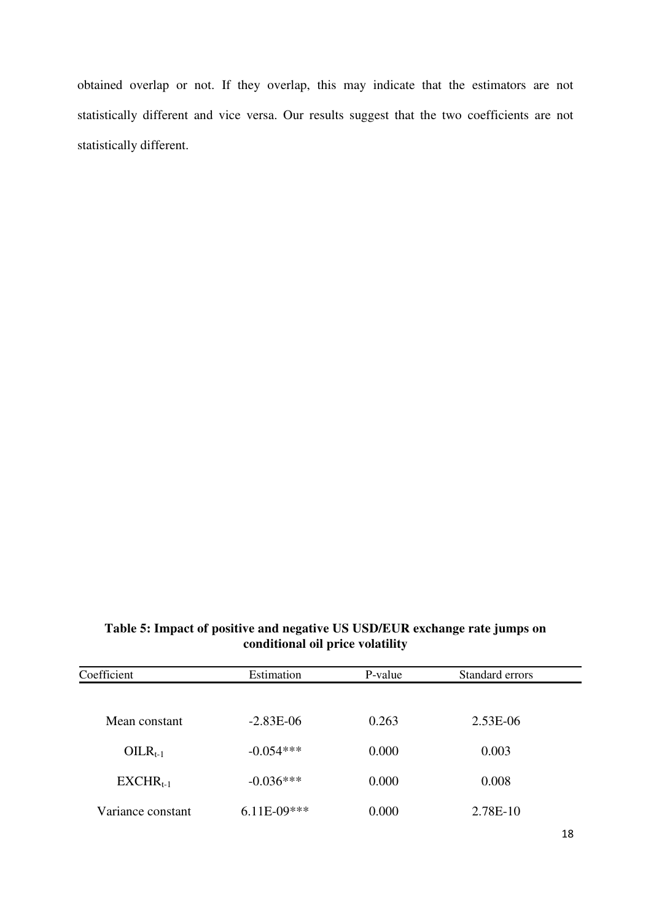obtained overlap or not. If they overlap, this may indicate that the estimators are not statistically different and vice versa. Our results suggest that the two coefficients are not statistically different.

**Table 5: Impact of positive and negative US USD/EUR exchange rate jumps on conditional oil price volatility**

| Coefficient | Estimation | P-value | Standard errors |
|---|---|---|---|
| Mean constant | -2.83E-06 | 0.263 | 2.53E-06 |
| $OILR_{t-1}$ | -0.054*** | 0.000 | 0.003 |
| $EXCHR_{t-1}$ | -0.036*** | 0.000 | 0.008 |
| Variance constant | 6.11E-09*** | 0.000 | 2.78E-10 |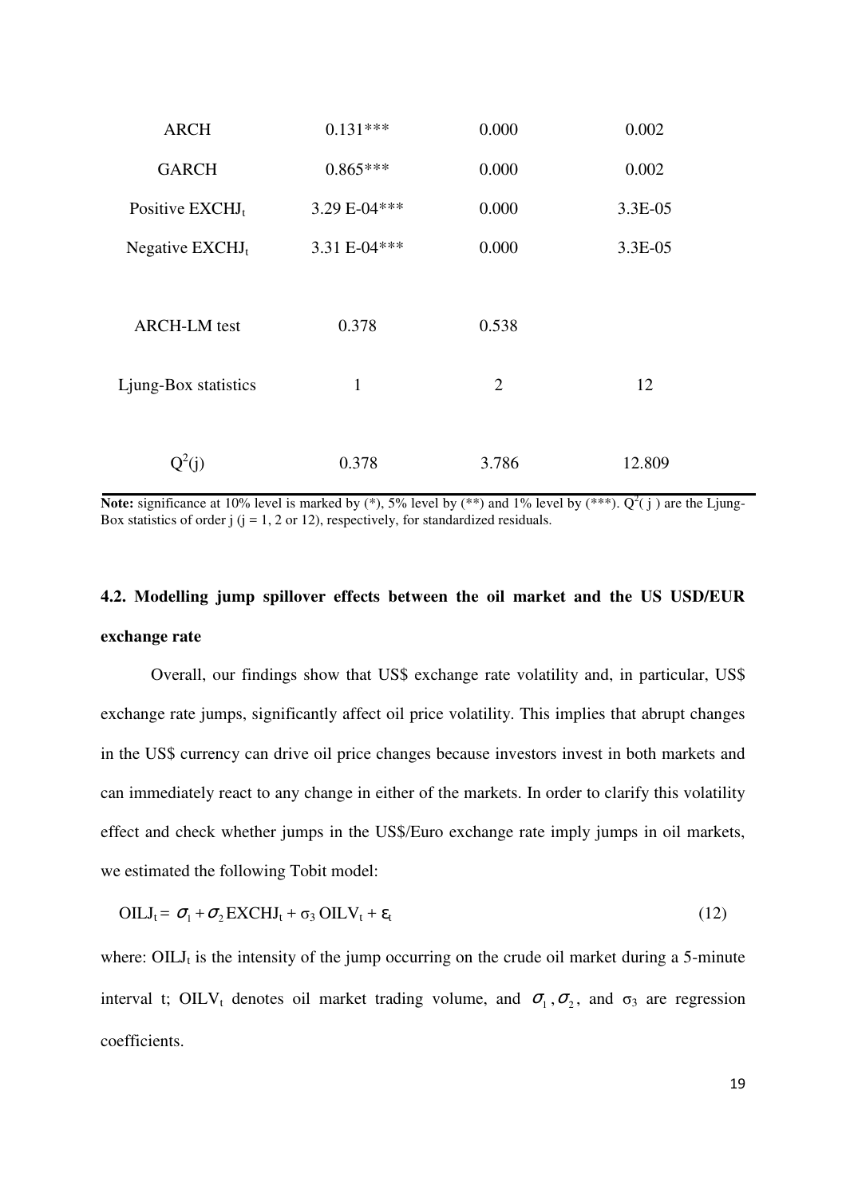| | | | |
|---|---|---|---|
| ARCH | 0.131*** | 0.000 | 0.002 |
| GARCH | 0.865*** | 0.000 | 0.002 |
| Positive $EXCHJ_t$ | 3.29 E-04*** | 0.000 | 3.3E-05 |
| Negative $EXCHJ_t$ | 3.31 E-04*** | 0.000 | 3.3E-05 |
| | | | |
| ARCH-LM test | 0.378 | 0.538 | |
| Ljung-Box statistics | 1 | 2 | 12 |
| $Q^2(j)$ | 0.378 | 3.786 | 12.809 |

**Note:** significance at 10% level is marked by (*), 5% level by (**) and 1% level by (***). $Q^2(j)$ are the Ljung-Box statistics of order j (j = 1, 2 or 12), respectively, for standardized residuals.

### 4.2. Modelling jump spillover effects between the oil market and the US USD/EUR exchange rate

Overall, our findings show that US$ exchange rate volatility and, in particular, US$ exchange rate jumps, significantly affect oil price volatility. This implies that abrupt changes in the US$ currency can drive oil price changes because investors invest in both markets and can immediately react to any change in either of the markets. In order to clarify this volatility effect and check whether jumps in the US$/Euro exchange rate imply jumps in oil markets, we estimated the following Tobit model:

$$OILJ_t = \sigma_1 + \sigma_2 EXCHJ_t + \sigma_3 OILV_t + \varepsilon_t \tag{12}$$

where: $OILJ_t$ is the intensity of the jump occurring on the crude oil market during a 5-minute interval t; $OILV_t$ denotes oil market trading volume, and $\sigma_1, \sigma_2$, and $\sigma_3$ are regression coefficients.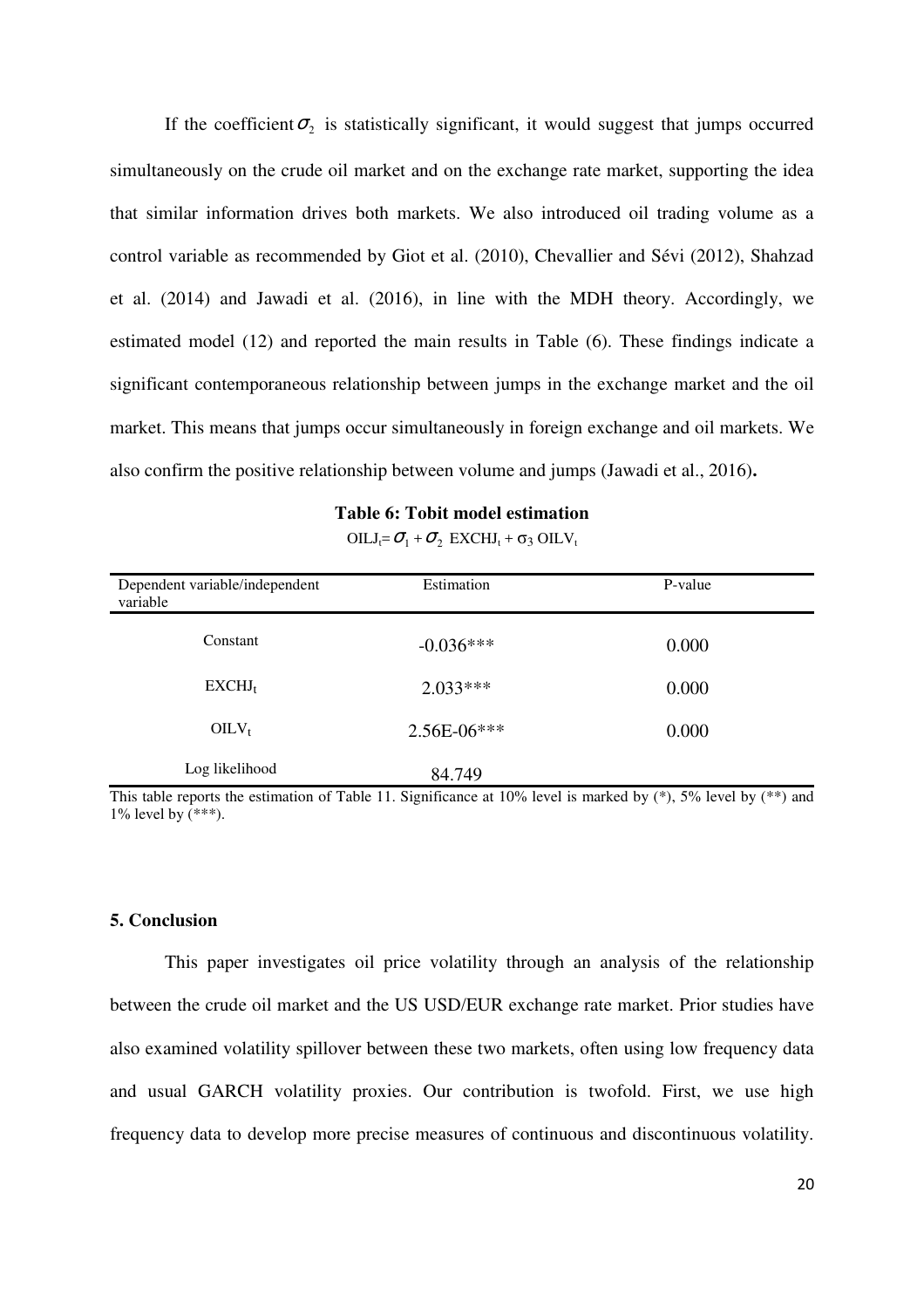If the coefficient $\sigma_2$ is statistically significant, it would suggest that jumps occurred simultaneously on the crude oil market and on the exchange rate market, supporting the idea that similar information drives both markets. We also introduced oil trading volume as a control variable as recommended by Giot et al. (2010), Chevallier and Sévi (2012), Shahzad et al. (2014) and Jawadi et al. (2016), in line with the MDH theory. Accordingly, we estimated model (12) and reported the main results in Table (6). These findings indicate a significant contemporaneous relationship between jumps in the exchange market and the oil market. This means that jumps occur simultaneously in foreign exchange and oil markets. We also confirm the positive relationship between volume and jumps (Jawadi et al., 2016)**.**

**Table 6: Tobit model estimation**

$OILJ_t = \sigma_1 + \sigma_2\ EXCHJ_t + \sigma_3\ OILV_t$

| Dependent variable/independent variable | Estimation | P-value |
|---|---|---|
| Constant | -0.036*** | 0.000 |
| $EXCHJ_t$ | 2.033*** | 0.000 |
| $OILV_t$ | 2.56E-06*** | 0.000 |
| Log likelihood | 84.749 | |

This table reports the estimation of Table 11. Significance at 10% level is marked by (*), 5% level by (**) and 1% level by (***).

### 5. Conclusion

This paper investigates oil price volatility through an analysis of the relationship between the crude oil market and the US USD/EUR exchange rate market. Prior studies have also examined volatility spillover between these two markets, often using low frequency data and usual GARCH volatility proxies. Our contribution is twofold. First, we use high frequency data to develop more precise measures of continuous and discontinuous volatility.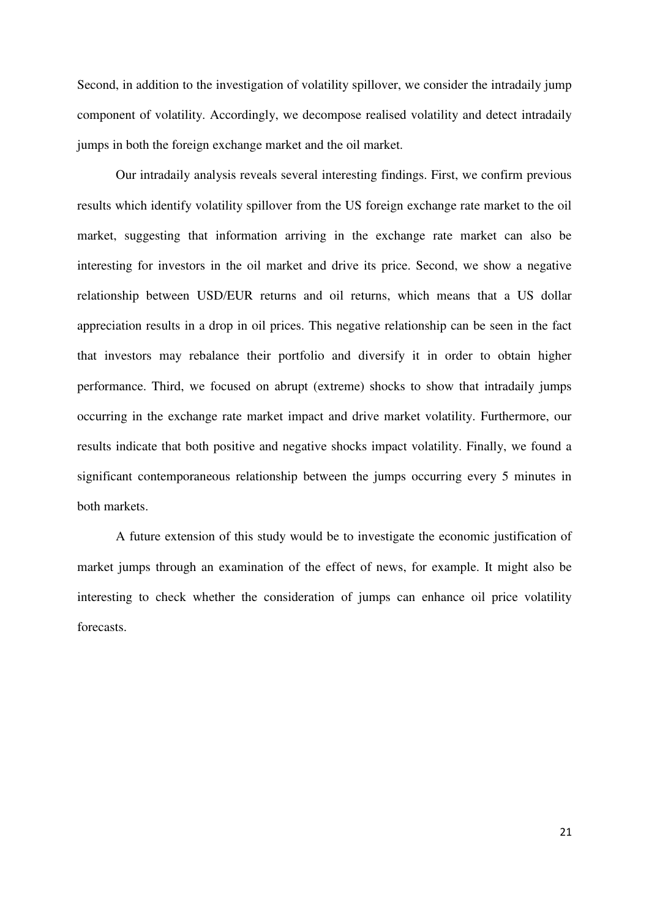Second, in addition to the investigation of volatility spillover, we consider the intradaily jump component of volatility. Accordingly, we decompose realised volatility and detect intradaily jumps in both the foreign exchange market and the oil market.

Our intradaily analysis reveals several interesting findings. First, we confirm previous results which identify volatility spillover from the US foreign exchange rate market to the oil market, suggesting that information arriving in the exchange rate market can also be interesting for investors in the oil market and drive its price. Second, we show a negative relationship between USD/EUR returns and oil returns, which means that a US dollar appreciation results in a drop in oil prices. This negative relationship can be seen in the fact that investors may rebalance their portfolio and diversify it in order to obtain higher performance. Third, we focused on abrupt (extreme) shocks to show that intradaily jumps occurring in the exchange rate market impact and drive market volatility. Furthermore, our results indicate that both positive and negative shocks impact volatility. Finally, we found a significant contemporaneous relationship between the jumps occurring every 5 minutes in both markets.

A future extension of this study would be to investigate the economic justification of market jumps through an examination of the effect of news, for example. It might also be interesting to check whether the consideration of jumps can enhance oil price volatility forecasts.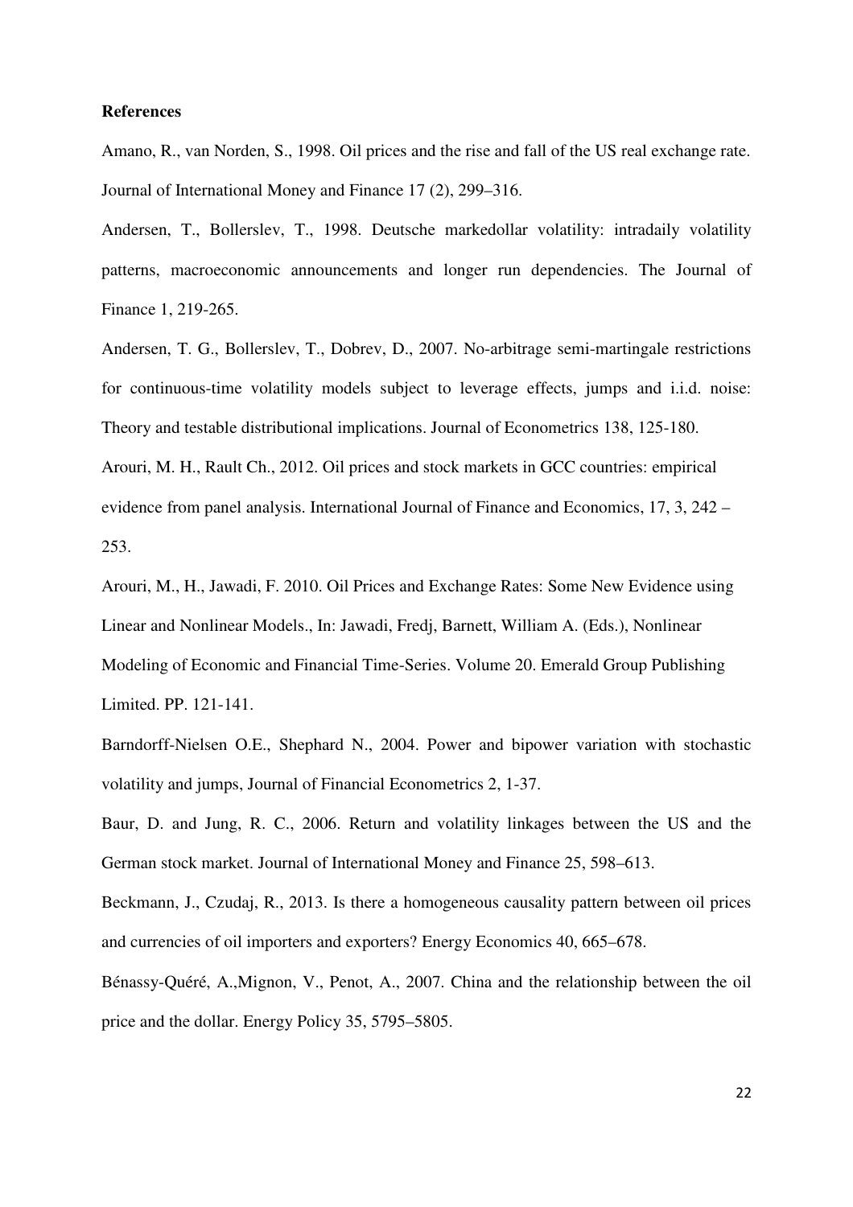**References**

Amano, R., van Norden, S., 1998. Oil prices and the rise and fall of the US real exchange rate. Journal of International Money and Finance 17 (2), 299–316.

Andersen, T., Bollerslev, T., 1998. Deutsche markedollar volatility: intradaily volatility patterns, macroeconomic announcements and longer run dependencies. The Journal of Finance 1, 219-265.

Andersen, T. G., Bollerslev, T., Dobrev, D., 2007. No-arbitrage semi-martingale restrictions for continuous-time volatility models subject to leverage effects, jumps and i.i.d. noise: Theory and testable distributional implications. Journal of Econometrics 138, 125-180.

Arouri, M. H., Rault Ch., 2012. Oil prices and stock markets in GCC countries: empirical evidence from panel analysis. International Journal of Finance and Economics, 17, 3, 242 – 253.

Arouri, M., H., Jawadi, F. 2010. Oil Prices and Exchange Rates: Some New Evidence using Linear and Nonlinear Models., In: Jawadi, Fredj, Barnett, William A. (Eds.), Nonlinear Modeling of Economic and Financial Time-Series. Volume 20. Emerald Group Publishing Limited. PP. 121-141.

Barndorff-Nielsen O.E., Shephard N., 2004. Power and bipower variation with stochastic volatility and jumps, Journal of Financial Econometrics 2, 1-37.

Baur, D. and Jung, R. C., 2006. Return and volatility linkages between the US and the German stock market. Journal of International Money and Finance 25, 598–613.

Beckmann, J., Czudaj, R., 2013. Is there a homogeneous causality pattern between oil prices and currencies of oil importers and exporters? Energy Economics 40, 665–678.

Bénassy-Quéré, A.,Mignon, V., Penot, A., 2007. China and the relationship between the oil price and the dollar. Energy Policy 35, 5795–5805.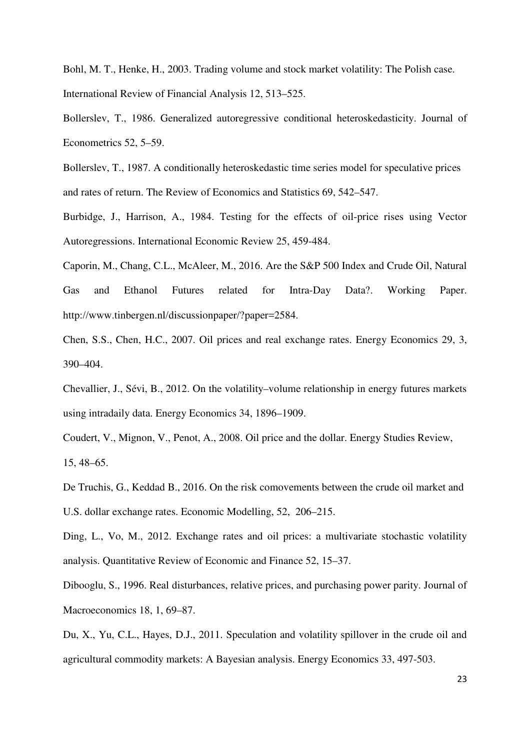Bohl, M. T., Henke, H., 2003. Trading volume and stock market volatility: The Polish case. International Review of Financial Analysis 12, 513–525.

Bollerslev, T., 1986. Generalized autoregressive conditional heteroskedasticity. Journal of Econometrics 52, 5–59.

Bollerslev, T., 1987. A conditionally heteroskedastic time series model for speculative prices and rates of return. The Review of Economics and Statistics 69, 542–547.

Burbidge, J., Harrison, A., 1984. Testing for the effects of oil-price rises using Vector Autoregressions. International Economic Review 25, 459-484.

Caporin, M., Chang, C.L., McAleer, M., 2016. Are the S&P 500 Index and Crude Oil, Natural Gas and Ethanol Futures related for Intra-Day Data?. Working Paper. http://www.tinbergen.nl/discussionpaper/?paper=2584.

Chen, S.S., Chen, H.C., 2007. Oil prices and real exchange rates. Energy Economics 29, 3, 390–404.

Chevallier, J., Sévi, B., 2012. On the volatility–volume relationship in energy futures markets using intradaily data. Energy Economics 34, 1896–1909.

Coudert, V., Mignon, V., Penot, A., 2008. Oil price and the dollar. Energy Studies Review, 15, 48–65.

De Truchis, G., Keddad B., 2016. On the risk comovements between the crude oil market and U.S. dollar exchange rates. Economic Modelling, 52, 206–215.

Ding, L., Vo, M., 2012. Exchange rates and oil prices: a multivariate stochastic volatility analysis. Quantitative Review of Economic and Finance 52, 15–37.

Dibooglu, S., 1996. Real disturbances, relative prices, and purchasing power parity. Journal of Macroeconomics 18, 1, 69–87.

Du, X., Yu, C.L., Hayes, D.J., 2011. Speculation and volatility spillover in the crude oil and agricultural commodity markets: A Bayesian analysis. Energy Economics 33, 497-503.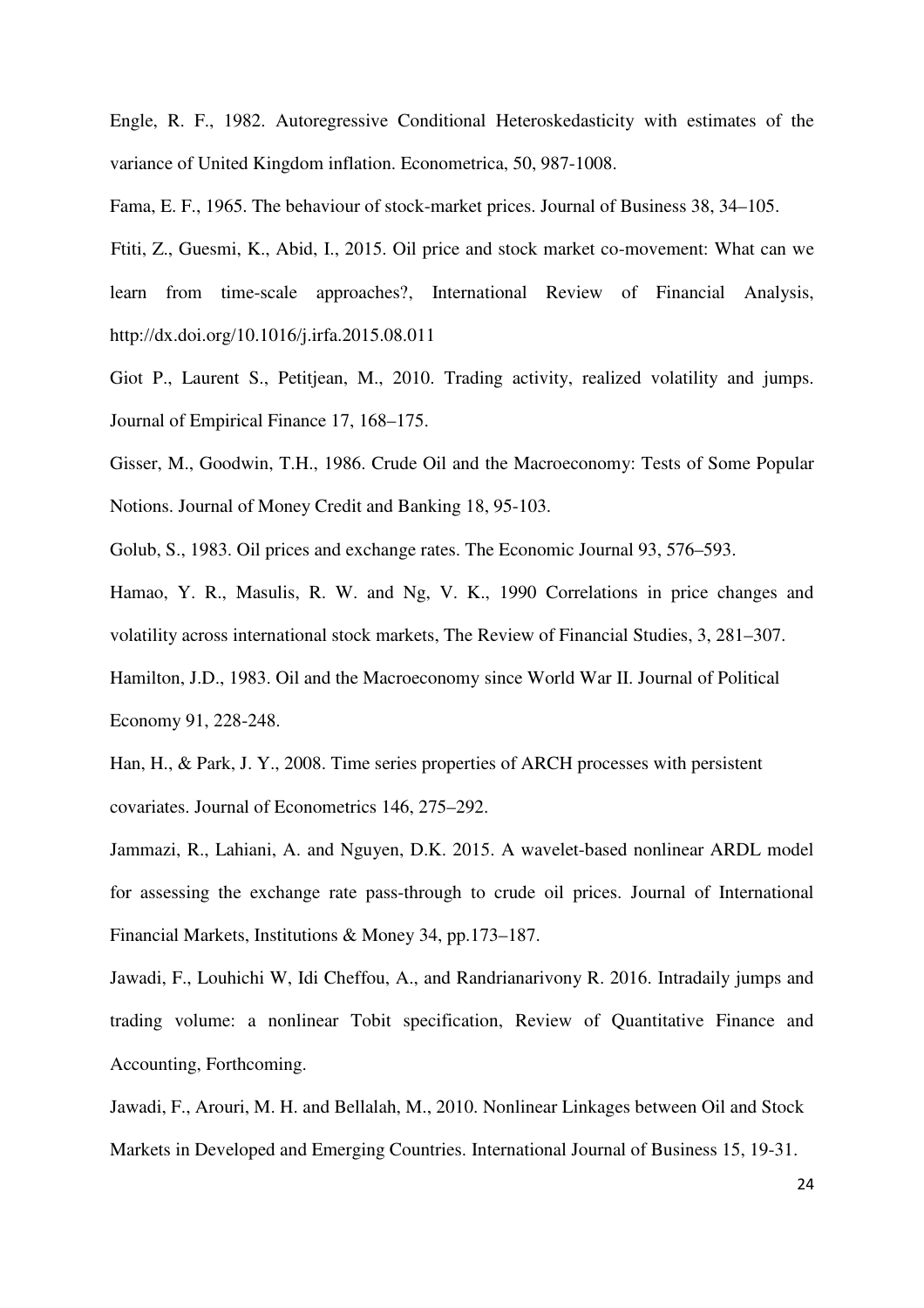Engle, R. F., 1982. Autoregressive Conditional Heteroskedasticity with estimates of the variance of United Kingdom inflation. Econometrica, 50, 987-1008.

Fama, E. F., 1965. The behaviour of stock-market prices. Journal of Business 38, 34–105.

Ftiti, Z., Guesmi, K., Abid, I., 2015. Oil price and stock market co-movement: What can we learn from time-scale approaches?, International Review of Financial Analysis, http://dx.doi.org/10.1016/j.irfa.2015.08.011

Giot P., Laurent S., Petitjean, M., 2010. Trading activity, realized volatility and jumps. Journal of Empirical Finance 17, 168–175.

Gisser, M., Goodwin, T.H., 1986. Crude Oil and the Macroeconomy: Tests of Some Popular Notions. Journal of Money Credit and Banking 18, 95-103.

Golub, S., 1983. Oil prices and exchange rates. The Economic Journal 93, 576–593.

Hamao, Y. R., Masulis, R. W. and Ng, V. K., 1990 Correlations in price changes and volatility across international stock markets, The Review of Financial Studies, 3, 281–307.

Hamilton, J.D., 1983. Oil and the Macroeconomy since World War II. Journal of Political Economy 91, 228-248.

Han, H., & Park, J. Y., 2008. Time series properties of ARCH processes with persistent covariates. Journal of Econometrics 146, 275–292.

Jammazi, R., Lahiani, A. and Nguyen, D.K. 2015. A wavelet-based nonlinear ARDL model for assessing the exchange rate pass-through to crude oil prices. Journal of International Financial Markets, Institutions & Money 34, pp.173–187.

Jawadi, F., Louhichi W, Idi Cheffou, A., and Randrianarivony R. 2016. Intradaily jumps and trading volume: a nonlinear Tobit specification, Review of Quantitative Finance and Accounting, Forthcoming.

Jawadi, F., Arouri, M. H. and Bellalah, M., 2010. Nonlinear Linkages between Oil and Stock Markets in Developed and Emerging Countries. International Journal of Business 15, 19-31.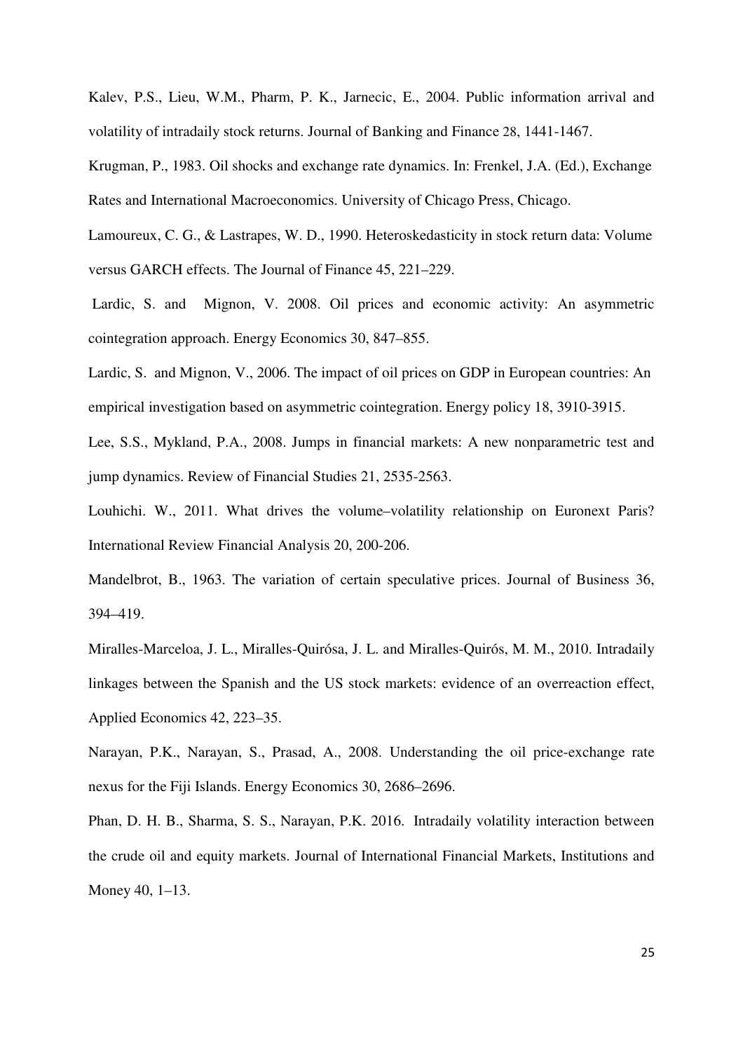Kalev, P.S., Lieu, W.M., Pharm, P. K., Jarnecic, E., 2004. Public information arrival and volatility of intradaily stock returns. Journal of Banking and Finance 28, 1441-1467.

Krugman, P., 1983. Oil shocks and exchange rate dynamics. In: Frenkel, J.A. (Ed.), Exchange Rates and International Macroeconomics. University of Chicago Press, Chicago.

Lamoureux, C. G., & Lastrapes, W. D., 1990. Heteroskedasticity in stock return data: Volume versus GARCH effects. The Journal of Finance 45, 221–229.

Lardic, S. and Mignon, V. 2008. Oil prices and economic activity: An asymmetric cointegration approach. Energy Economics 30, 847–855.

Lardic, S. and Mignon, V., 2006. The impact of oil prices on GDP in European countries: An empirical investigation based on asymmetric cointegration. Energy policy 18, 3910-3915.

Lee, S.S., Mykland, P.A., 2008. Jumps in financial markets: A new nonparametric test and jump dynamics. Review of Financial Studies 21, 2535-2563.

Louhichi. W., 2011. What drives the volume–volatility relationship on Euronext Paris? International Review Financial Analysis 20, 200-206.

Mandelbrot, B., 1963. The variation of certain speculative prices. Journal of Business 36, 394–419.

Miralles-Marceloa, J. L., Miralles-Quirósa, J. L. and Miralles-Quirós, M. M., 2010. Intradaily linkages between the Spanish and the US stock markets: evidence of an overreaction effect, Applied Economics 42, 223–35.

Narayan, P.K., Narayan, S., Prasad, A., 2008. Understanding the oil price-exchange rate nexus for the Fiji Islands. Energy Economics 30, 2686–2696.

Phan, D. H. B., Sharma, S. S., Narayan, P.K. 2016. Intradaily volatility interaction between the crude oil and equity markets. Journal of International Financial Markets, Institutions and Money 40, 1–13.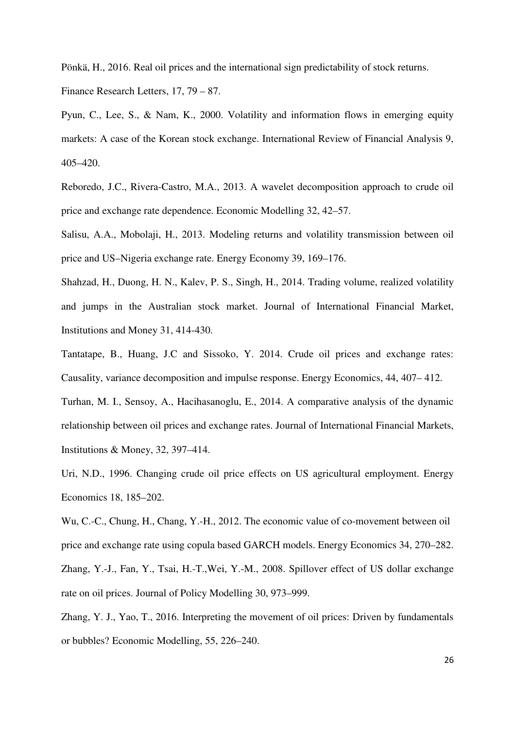Pönkä, H., 2016. Real oil prices and the international sign predictability of stock returns. Finance Research Letters, 17, 79 – 87.

Pyun, C., Lee, S., & Nam, K., 2000. Volatility and information flows in emerging equity markets: A case of the Korean stock exchange. International Review of Financial Analysis 9, 405–420.

Reboredo, J.C., Rivera-Castro, M.A., 2013. A wavelet decomposition approach to crude oil price and exchange rate dependence. Economic Modelling 32, 42–57.

Salisu, A.A., Mobolaji, H., 2013. Modeling returns and volatility transmission between oil price and US–Nigeria exchange rate. Energy Economy 39, 169–176.

Shahzad, H., Duong, H. N., Kalev, P. S., Singh, H., 2014. Trading volume, realized volatility and jumps in the Australian stock market. Journal of International Financial Market, Institutions and Money 31, 414-430.

Tantatape, B., Huang, J.C and Sissoko, Y. 2014. Crude oil prices and exchange rates: Causality, variance decomposition and impulse response. Energy Economics, 44, 407– 412.

Turhan, M. I., Sensoy, A., Hacihasanoglu, E., 2014. A comparative analysis of the dynamic relationship between oil prices and exchange rates. Journal of International Financial Markets, Institutions & Money, 32, 397–414.

Uri, N.D., 1996. Changing crude oil price effects on US agricultural employment. Energy Economics 18, 185–202.

Wu, C.-C., Chung, H., Chang, Y.-H., 2012. The economic value of co-movement between oil price and exchange rate using copula based GARCH models. Energy Economics 34, 270–282.

Zhang, Y.-J., Fan, Y., Tsai, H.-T.,Wei, Y.-M., 2008. Spillover effect of US dollar exchange rate on oil prices. Journal of Policy Modelling 30, 973–999.

Zhang, Y. J., Yao, T., 2016. Interpreting the movement of oil prices: Driven by fundamentals or bubbles? Economic Modelling, 55, 226–240.